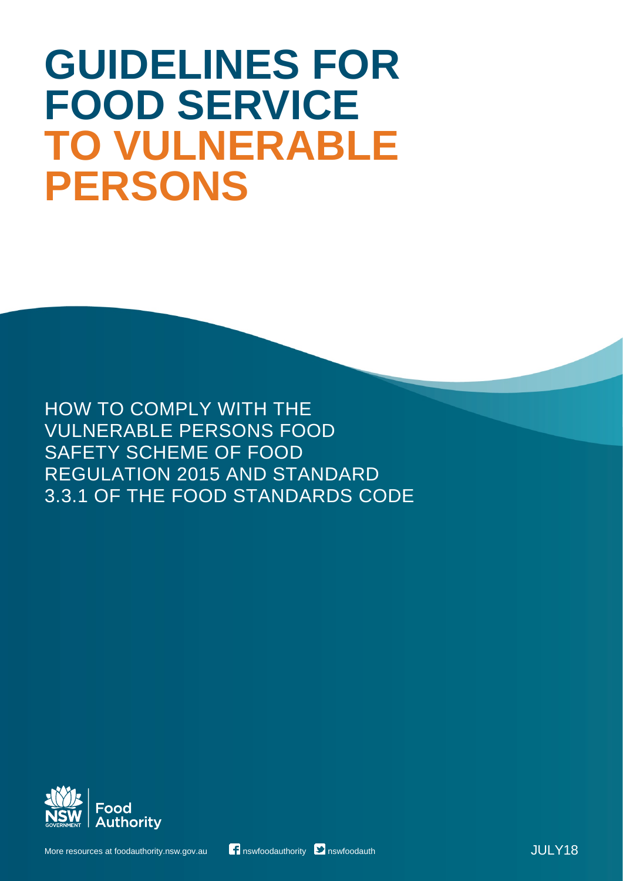# GUIDELINES FOR FOOD SERVICE TO VULNERABLE PERSONS

HOW TO COMPLY WITH THE VULNERABLE PERSONS FOOD SAFETY SCHEME OF FOOD REGULATION 2015 AND STANDARD 3.3.1 OF THE FOOD STANDARDS CODE

NSW GOVERNMENT | Food Authority

More resources at foodauthority.nsw.gov.au nswfoodauthority nswfoodauth

JULY18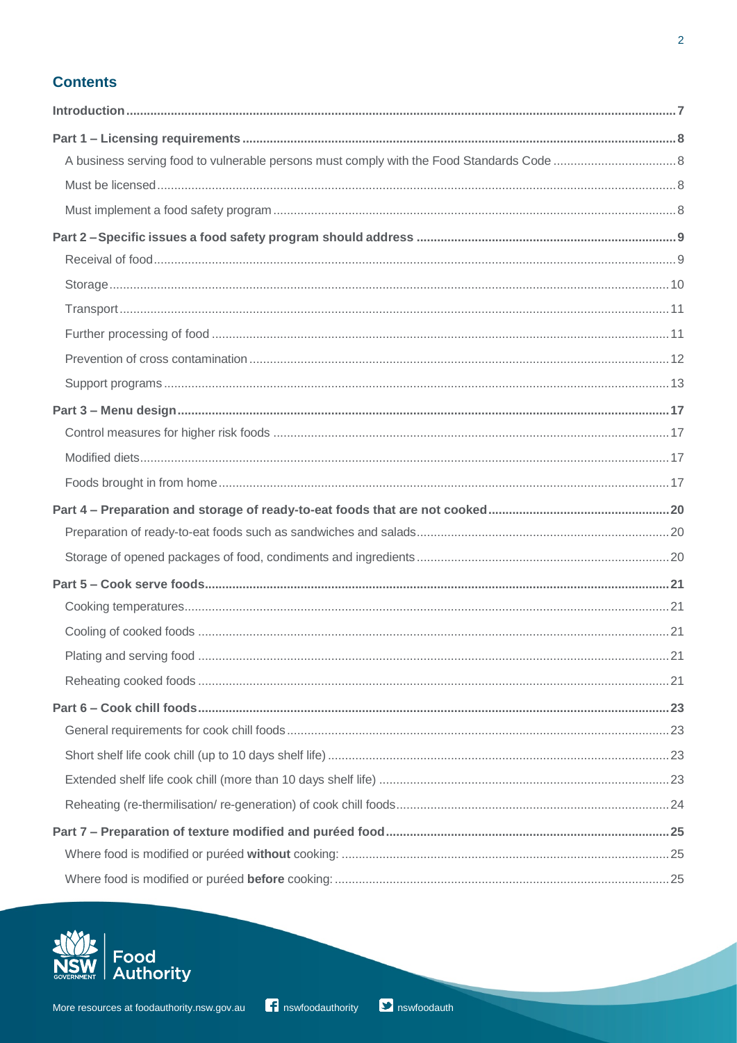## Contents

**Introduction** .......... **7**

**Part 1 – Licensing requirements** .......... **8**

- A business serving food to vulnerable persons must comply with the Food Standards Code .......... 8
- Must be licensed .......... 8
- Must implement a food safety program .......... 8

**Part 2 – Specific issues a food safety program should address** .......... **9**

- Receival of food .......... 9
- Storage .......... 10
- Transport .......... 11
- Further processing of food .......... 11
- Prevention of cross contamination .......... 12
- Support programs .......... 13

**Part 3 – Menu design** .......... **17**

- Control measures for higher risk foods .......... 17
- Modified diets .......... 17
- Foods brought in from home .......... 17

**Part 4 – Preparation and storage of ready-to-eat foods that are not cooked** .......... **20**

- Preparation of ready-to-eat foods such as sandwiches and salads .......... 20
- Storage of opened packages of food, condiments and ingredients .......... 20

**Part 5 – Cook serve foods** .......... **21**

- Cooking temperatures .......... 21
- Cooling of cooked foods .......... 21
- Plating and serving food .......... 21
- Reheating cooked foods .......... 21

**Part 6 – Cook chill foods** .......... **23**

- General requirements for cook chill foods .......... 23
- Short shelf life cook chill (up to 10 days shelf life) .......... 23
- Extended shelf life cook chill (more than 10 days shelf life) .......... 23
- Reheating (re-thermilisation/ re-generation) of cook chill foods .......... 24

**Part 7 – Preparation of texture modified and puréed food** .......... **25**

- Where food is modified or puréed **without** cooking: .......... 25
- Where food is modified or puréed **before** cooking: .......... 25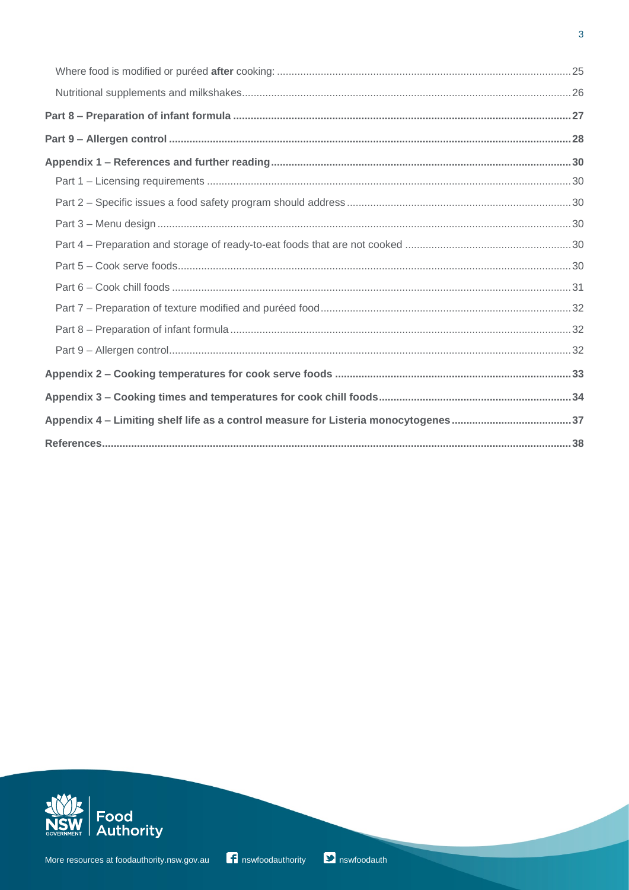Where food is modified or puréed **after** cooking: ..... 25

Nutritional supplements and milkshakes ..... 26

**Part 8 – Preparation of infant formula ..... 27**

**Part 9 – Allergen control ..... 28**

**Appendix 1 – References and further reading ..... 30**

Part 1 – Licensing requirements ..... 30

Part 2 – Specific issues a food safety program should address ..... 30

Part 3 – Menu design ..... 30

Part 4 – Preparation and storage of ready-to-eat foods that are not cooked ..... 30

Part 5 – Cook serve foods ..... 30

Part 6 – Cook chill foods ..... 31

Part 7 – Preparation of texture modified and puréed food ..... 32

Part 8 – Preparation of infant formula ..... 32

Part 9 – Allergen control ..... 32

**Appendix 2 – Cooking temperatures for cook serve foods ..... 33**

**Appendix 3 – Cooking times and temperatures for cook chill foods ..... 34**

**Appendix 4 – Limiting shelf life as a control measure for Listeria monocytogenes ..... 37**

**References ..... 38**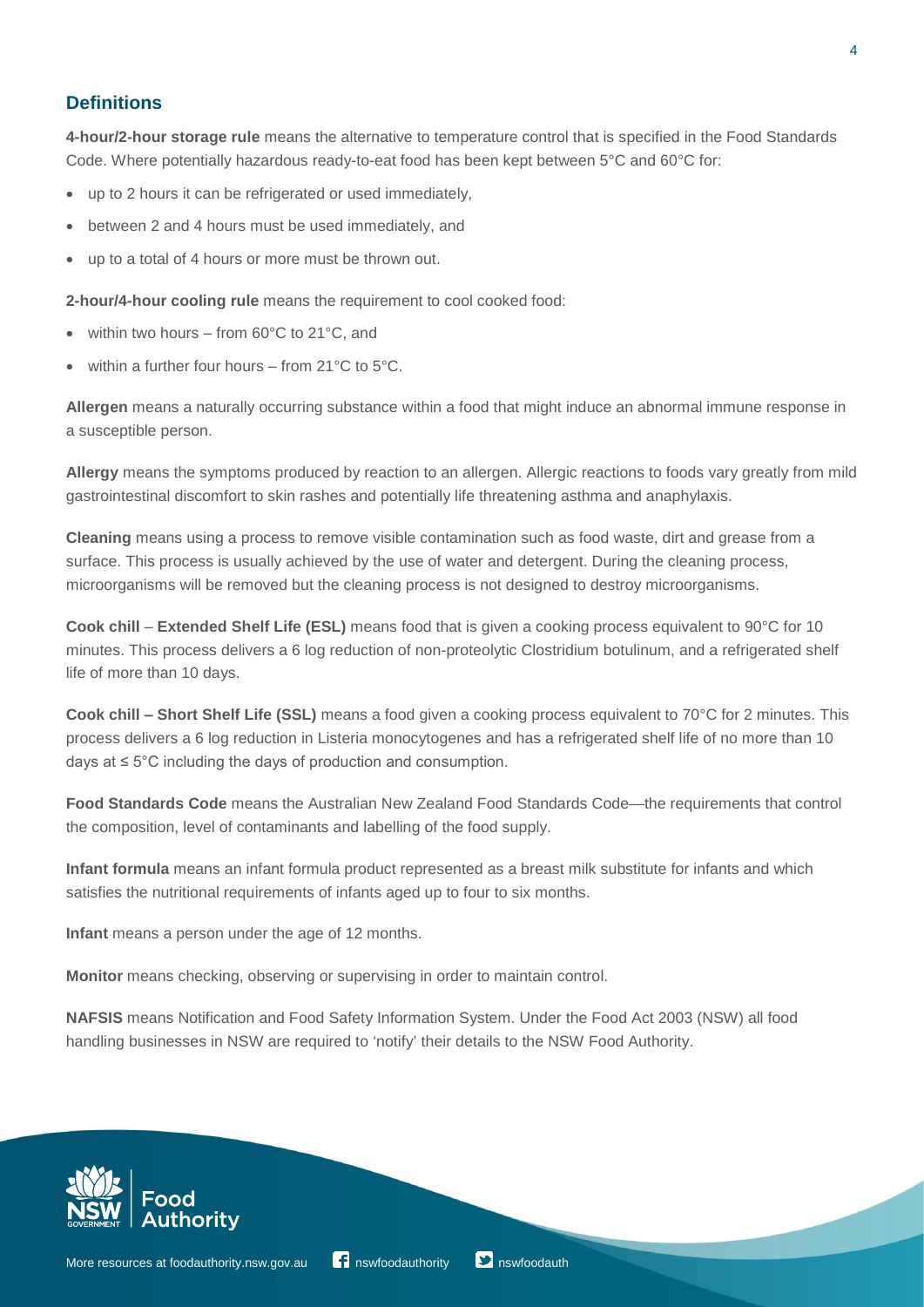## Definitions

**4-hour/2-hour storage rule** means the alternative to temperature control that is specified in the Food Standards Code. Where potentially hazardous ready-to-eat food has been kept between 5°C and 60°C for:

- up to 2 hours it can be refrigerated or used immediately,
- between 2 and 4 hours must be used immediately, and
- up to a total of 4 hours or more must be thrown out.

**2-hour/4-hour cooling rule** means the requirement to cool cooked food:

- within two hours – from 60°C to 21°C, and
- within a further four hours – from 21°C to 5°C.

**Allergen** means a naturally occurring substance within a food that might induce an abnormal immune response in a susceptible person.

**Allergy** means the symptoms produced by reaction to an allergen. Allergic reactions to foods vary greatly from mild gastrointestinal discomfort to skin rashes and potentially life threatening asthma and anaphylaxis.

**Cleaning** means using a process to remove visible contamination such as food waste, dirt and grease from a surface. This process is usually achieved by the use of water and detergent. During the cleaning process, microorganisms will be removed but the cleaning process is not designed to destroy microorganisms.

**Cook chill** – **Extended Shelf Life (ESL)** means food that is given a cooking process equivalent to 90°C for 10 minutes. This process delivers a 6 log reduction of non-proteolytic Clostridium botulinum, and a refrigerated shelf life of more than 10 days.

**Cook chill – Short Shelf Life (SSL)** means a food given a cooking process equivalent to 70°C for 2 minutes. This process delivers a 6 log reduction in Listeria monocytogenes and has a refrigerated shelf life of no more than 10 days at ≤ 5°C including the days of production and consumption.

**Food Standards Code** means the Australian New Zealand Food Standards Code—the requirements that control the composition, level of contaminants and labelling of the food supply.

**Infant formula** means an infant formula product represented as a breast milk substitute for infants and which satisfies the nutritional requirements of infants aged up to four to six months.

**Infant** means a person under the age of 12 months.

**Monitor** means checking, observing or supervising in order to maintain control.

**NAFSIS** means Notification and Food Safety Information System. Under the Food Act 2003 (NSW) all food handling businesses in NSW are required to 'notify' their details to the NSW Food Authority.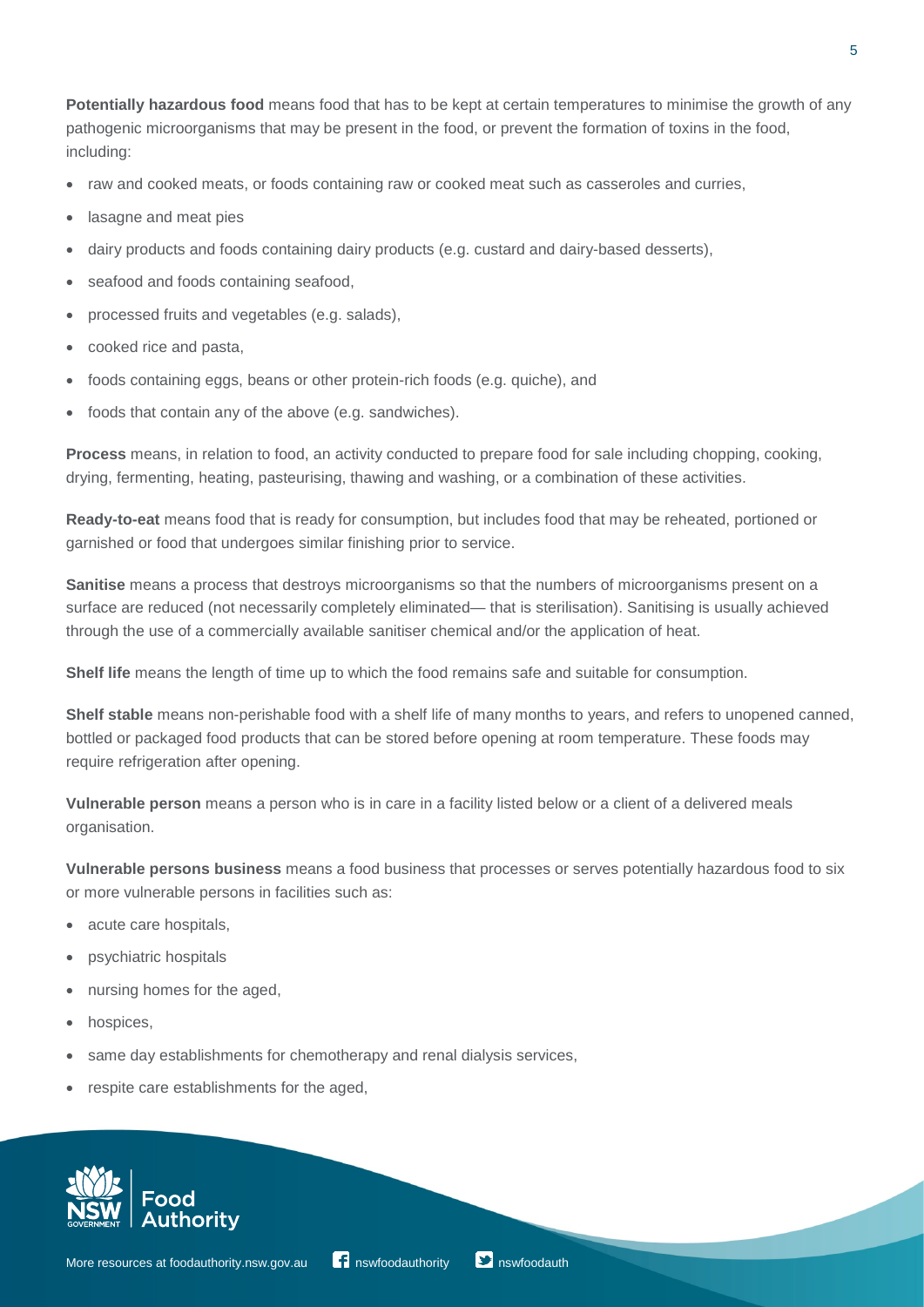**Potentially hazardous food** means food that has to be kept at certain temperatures to minimise the growth of any pathogenic microorganisms that may be present in the food, or prevent the formation of toxins in the food, including:

- raw and cooked meats, or foods containing raw or cooked meat such as casseroles and curries,
- lasagne and meat pies
- dairy products and foods containing dairy products (e.g. custard and dairy-based desserts),
- seafood and foods containing seafood,
- processed fruits and vegetables (e.g. salads),
- cooked rice and pasta,
- foods containing eggs, beans or other protein-rich foods (e.g. quiche), and
- foods that contain any of the above (e.g. sandwiches).

**Process** means, in relation to food, an activity conducted to prepare food for sale including chopping, cooking, drying, fermenting, heating, pasteurising, thawing and washing, or a combination of these activities.

**Ready-to-eat** means food that is ready for consumption, but includes food that may be reheated, portioned or garnished or food that undergoes similar finishing prior to service.

**Sanitise** means a process that destroys microorganisms so that the numbers of microorganisms present on a surface are reduced (not necessarily completely eliminated— that is sterilisation). Sanitising is usually achieved through the use of a commercially available sanitiser chemical and/or the application of heat.

**Shelf life** means the length of time up to which the food remains safe and suitable for consumption.

**Shelf stable** means non-perishable food with a shelf life of many months to years, and refers to unopened canned, bottled or packaged food products that can be stored before opening at room temperature. These foods may require refrigeration after opening.

**Vulnerable person** means a person who is in care in a facility listed below or a client of a delivered meals organisation.

**Vulnerable persons business** means a food business that processes or serves potentially hazardous food to six or more vulnerable persons in facilities such as:

- acute care hospitals,
- psychiatric hospitals
- nursing homes for the aged,
- hospices,
- same day establishments for chemotherapy and renal dialysis services,
- respite care establishments for the aged,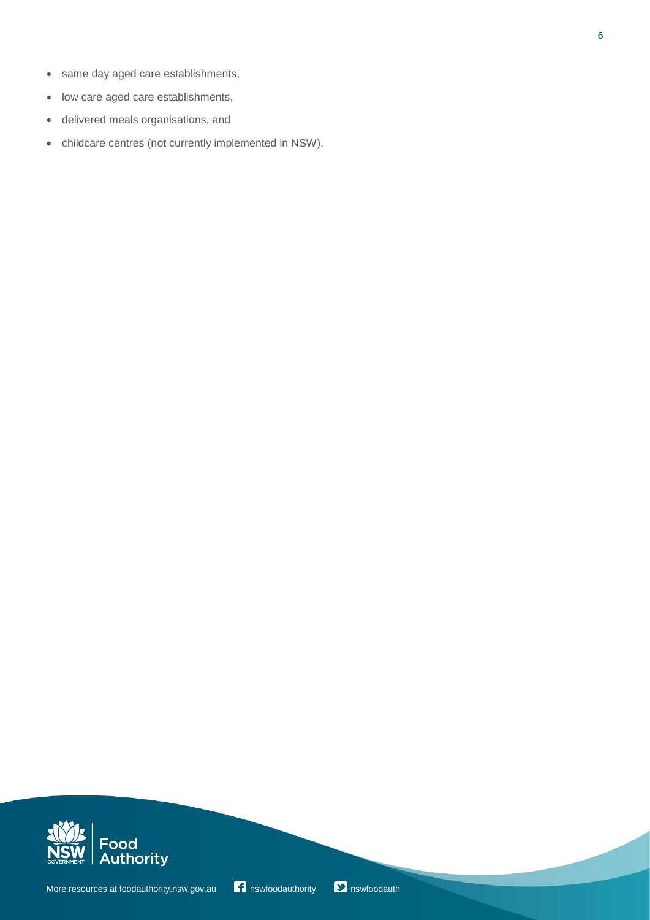- same day aged care establishments,
- low care aged care establishments,
- delivered meals organisations, and
- childcare centres (not currently implemented in NSW).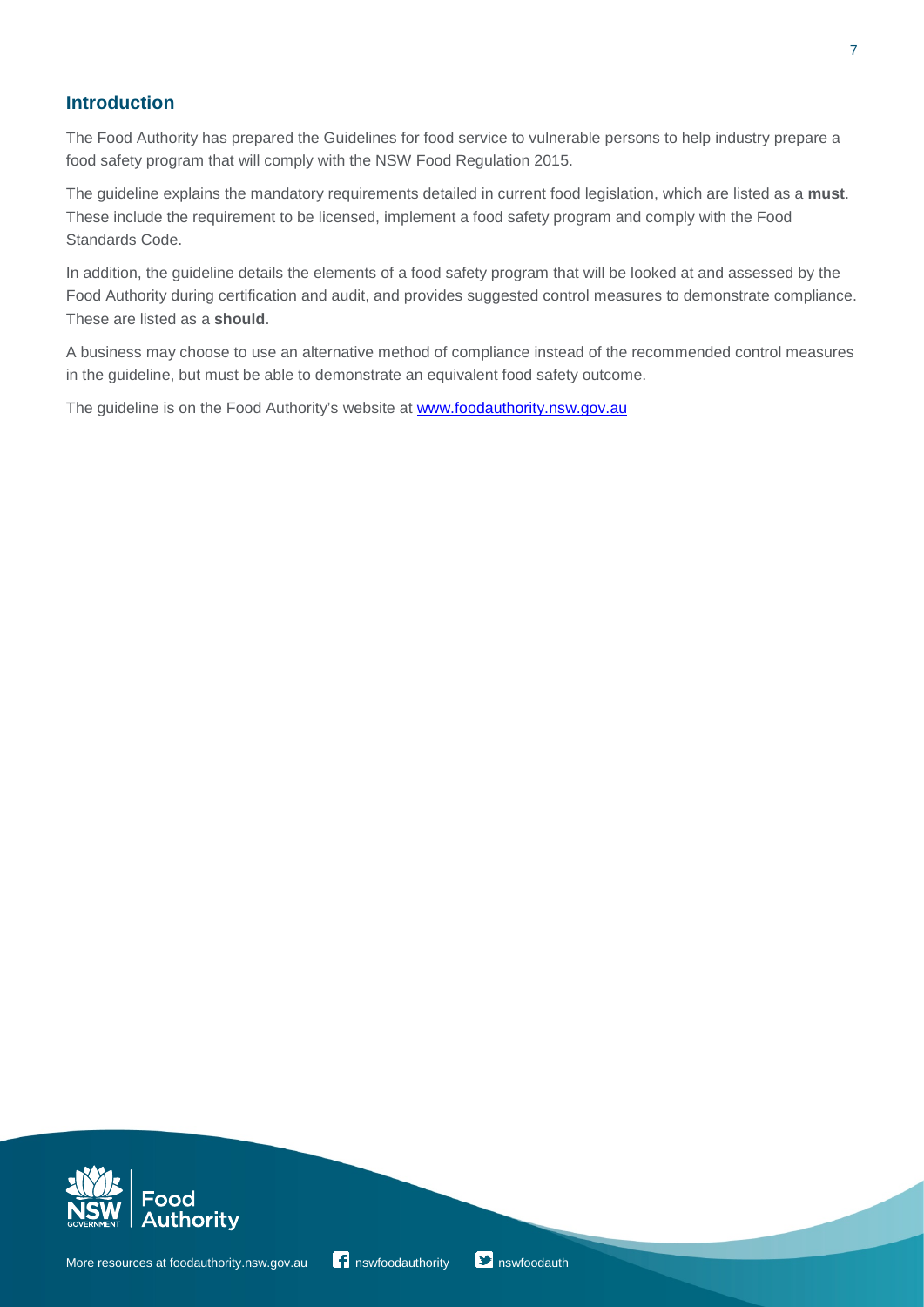## Introduction

The Food Authority has prepared the Guidelines for food service to vulnerable persons to help industry prepare a food safety program that will comply with the NSW Food Regulation 2015.

The guideline explains the mandatory requirements detailed in current food legislation, which are listed as a **must**. These include the requirement to be licensed, implement a food safety program and comply with the Food Standards Code.

In addition, the guideline details the elements of a food safety program that will be looked at and assessed by the Food Authority during certification and audit, and provides suggested control measures to demonstrate compliance. These are listed as a **should**.

A business may choose to use an alternative method of compliance instead of the recommended control measures in the guideline, but must be able to demonstrate an equivalent food safety outcome.

The guideline is on the Food Authority's website at [www.foodauthority.nsw.gov.au](http://www.foodauthority.nsw.gov.au)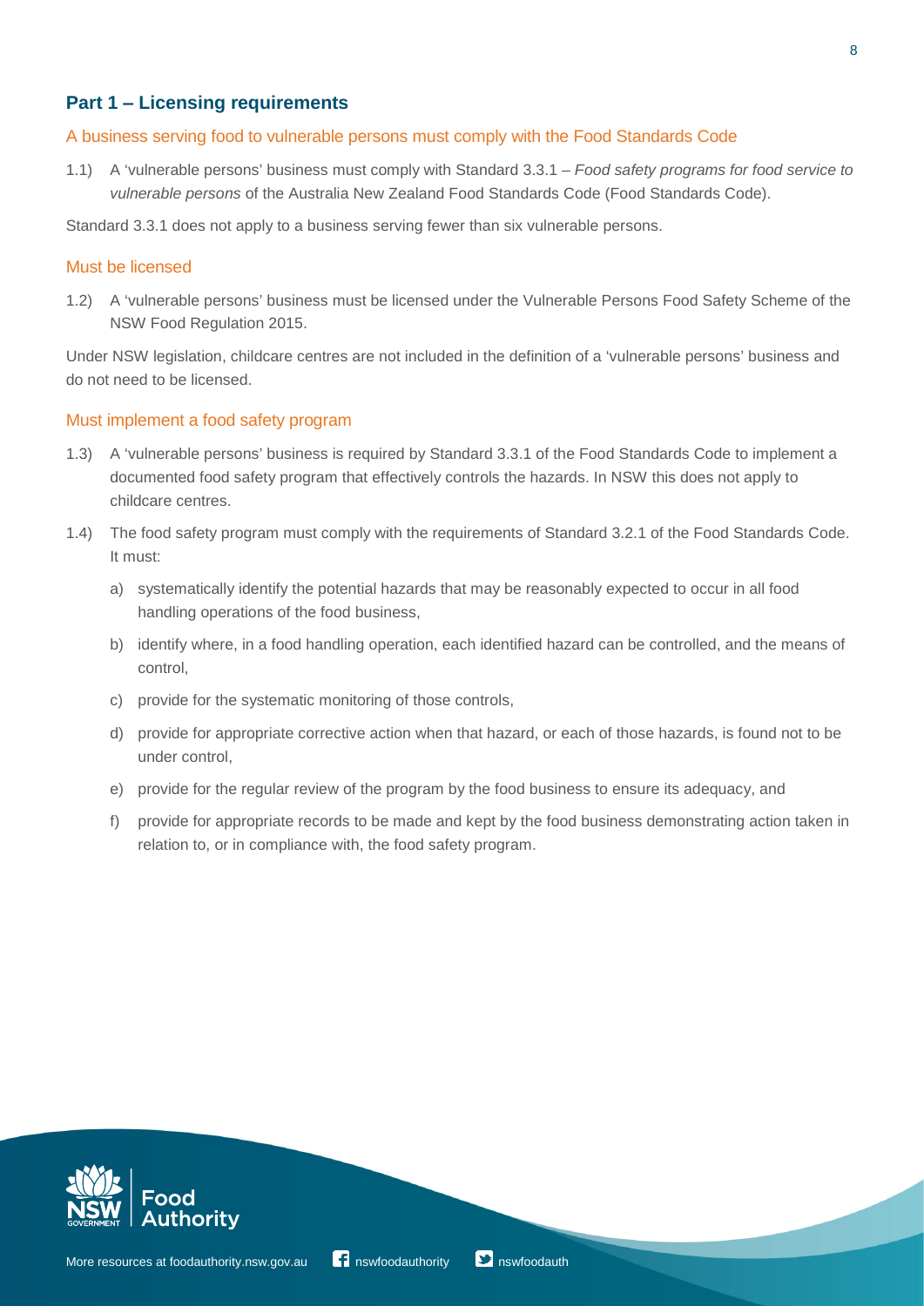## Part 1 – Licensing requirements

### A business serving food to vulnerable persons must comply with the Food Standards Code

1.1) A 'vulnerable persons' business must comply with Standard 3.3.1 – *Food safety programs for food service to vulnerable persons* of the Australia New Zealand Food Standards Code (Food Standards Code).

Standard 3.3.1 does not apply to a business serving fewer than six vulnerable persons.

### Must be licensed

1.2) A 'vulnerable persons' business must be licensed under the Vulnerable Persons Food Safety Scheme of the NSW Food Regulation 2015.

Under NSW legislation, childcare centres are not included in the definition of a 'vulnerable persons' business and do not need to be licensed.

### Must implement a food safety program

1.3) A 'vulnerable persons' business is required by Standard 3.3.1 of the Food Standards Code to implement a documented food safety program that effectively controls the hazards. In NSW this does not apply to childcare centres.

1.4) The food safety program must comply with the requirements of Standard 3.2.1 of the Food Standards Code. It must:

a) systematically identify the potential hazards that may be reasonably expected to occur in all food handling operations of the food business,

b) identify where, in a food handling operation, each identified hazard can be controlled, and the means of control,

c) provide for the systematic monitoring of those controls,

d) provide for appropriate corrective action when that hazard, or each of those hazards, is found not to be under control,

e) provide for the regular review of the program by the food business to ensure its adequacy, and

f) provide for appropriate records to be made and kept by the food business demonstrating action taken in relation to, or in compliance with, the food safety program.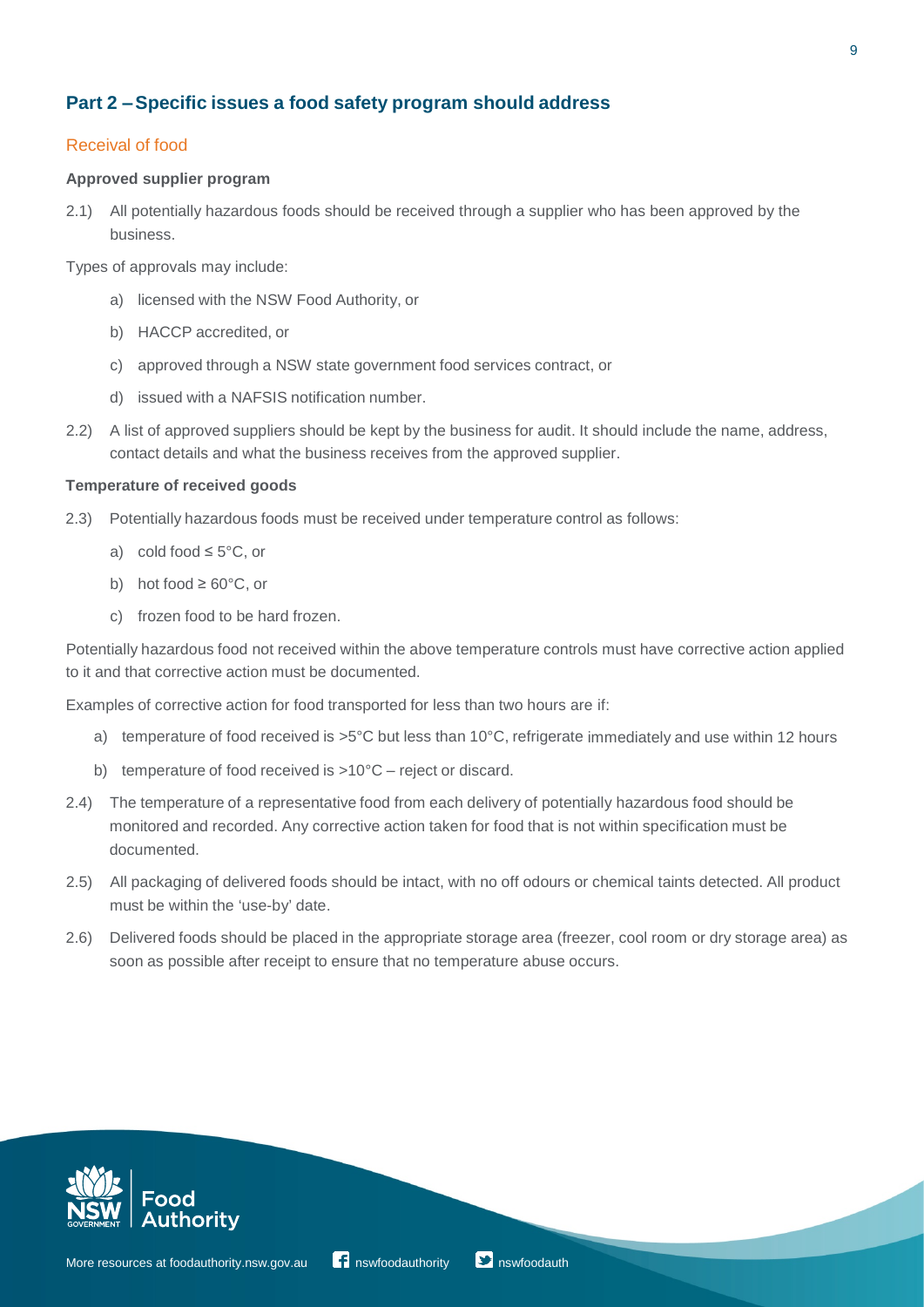## Part 2 – Specific issues a food safety program should address

### Receival of food

#### Approved supplier program

2.1) All potentially hazardous foods should be received through a supplier who has been approved by the business.

Types of approvals may include:

a) licensed with the NSW Food Authority, or

b) HACCP accredited, or

c) approved through a NSW state government food services contract, or

d) issued with a NAFSIS notification number.

2.2) A list of approved suppliers should be kept by the business for audit. It should include the name, address, contact details and what the business receives from the approved supplier.

#### Temperature of received goods

2.3) Potentially hazardous foods must be received under temperature control as follows:

a) cold food ≤ 5°C, or

b) hot food ≥ 60°C, or

c) frozen food to be hard frozen.

Potentially hazardous food not received within the above temperature controls must have corrective action applied to it and that corrective action must be documented.

Examples of corrective action for food transported for less than two hours are if:

a) temperature of food received is >5°C but less than 10°C, refrigerate immediately and use within 12 hours

b) temperature of food received is >10°C – reject or discard.

2.4) The temperature of a representative food from each delivery of potentially hazardous food should be monitored and recorded. Any corrective action taken for food that is not within specification must be documented.

2.5) All packaging of delivered foods should be intact, with no off odours or chemical taints detected. All product must be within the 'use-by' date.

2.6) Delivered foods should be placed in the appropriate storage area (freezer, cool room or dry storage area) as soon as possible after receipt to ensure that no temperature abuse occurs.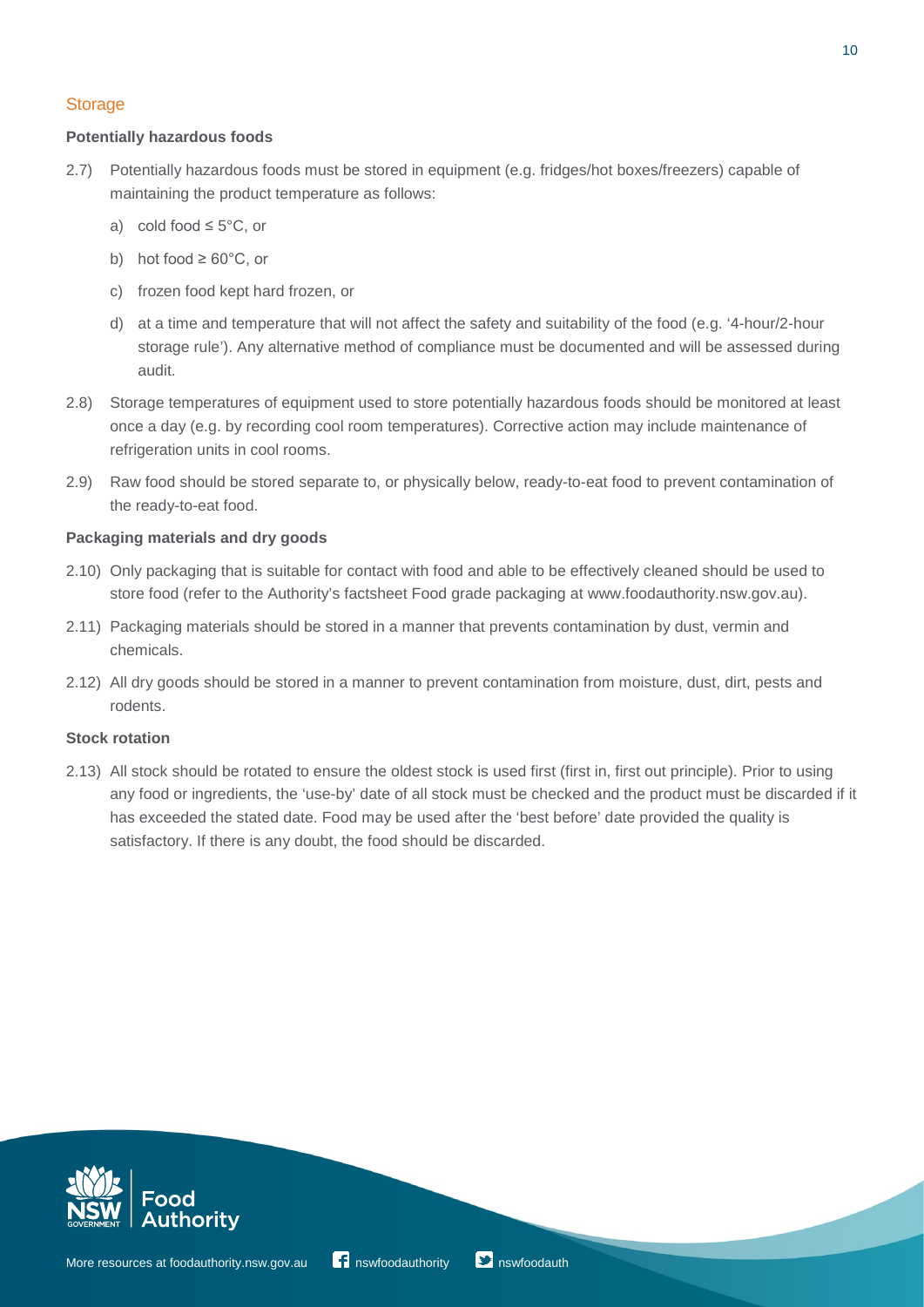## Storage

### Potentially hazardous foods

2.7) Potentially hazardous foods must be stored in equipment (e.g. fridges/hot boxes/freezers) capable of maintaining the product temperature as follows:

   a) cold food ≤ 5°C, or

   b) hot food ≥ 60°C, or

   c) frozen food kept hard frozen, or

   d) at a time and temperature that will not affect the safety and suitability of the food (e.g. '4-hour/2-hour storage rule'). Any alternative method of compliance must be documented and will be assessed during audit.

2.8) Storage temperatures of equipment used to store potentially hazardous foods should be monitored at least once a day (e.g. by recording cool room temperatures). Corrective action may include maintenance of refrigeration units in cool rooms.

2.9) Raw food should be stored separate to, or physically below, ready-to-eat food to prevent contamination of the ready-to-eat food.

### Packaging materials and dry goods

2.10) Only packaging that is suitable for contact with food and able to be effectively cleaned should be used to store food (refer to the Authority's factsheet Food grade packaging at www.foodauthority.nsw.gov.au).

2.11) Packaging materials should be stored in a manner that prevents contamination by dust, vermin and chemicals.

2.12) All dry goods should be stored in a manner to prevent contamination from moisture, dust, dirt, pests and rodents.

### Stock rotation

2.13) All stock should be rotated to ensure the oldest stock is used first (first in, first out principle). Prior to using any food or ingredients, the 'use-by' date of all stock must be checked and the product must be discarded if it has exceeded the stated date. Food may be used after the 'best before' date provided the quality is satisfactory. If there is any doubt, the food should be discarded.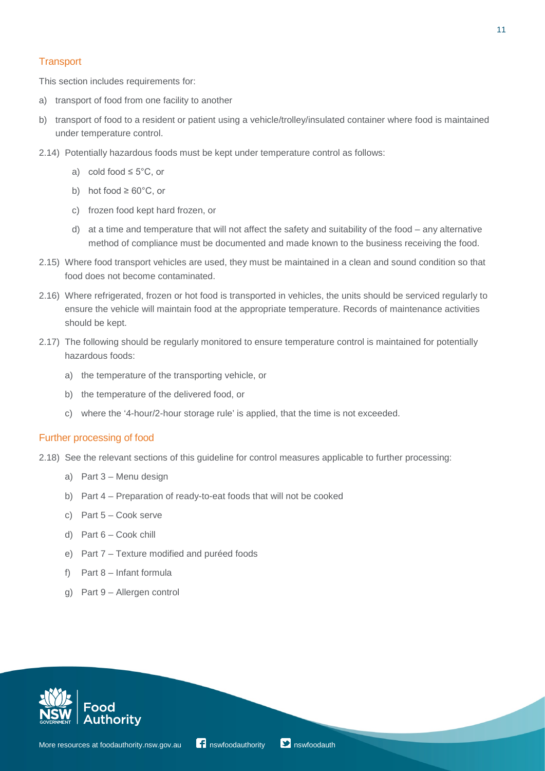## Transport

This section includes requirements for:

a) transport of food from one facility to another

b) transport of food to a resident or patient using a vehicle/trolley/insulated container where food is maintained under temperature control.

2.14) Potentially hazardous foods must be kept under temperature control as follows:

- a) cold food ≤ 5°C, or
- b) hot food ≥ 60°C, or
- c) frozen food kept hard frozen, or
- d) at a time and temperature that will not affect the safety and suitability of the food – any alternative method of compliance must be documented and made known to the business receiving the food.

2.15) Where food transport vehicles are used, they must be maintained in a clean and sound condition so that food does not become contaminated.

2.16) Where refrigerated, frozen or hot food is transported in vehicles, the units should be serviced regularly to ensure the vehicle will maintain food at the appropriate temperature. Records of maintenance activities should be kept.

2.17) The following should be regularly monitored to ensure temperature control is maintained for potentially hazardous foods:

- a) the temperature of the transporting vehicle, or
- b) the temperature of the delivered food, or
- c) where the '4-hour/2-hour storage rule' is applied, that the time is not exceeded.

## Further processing of food

2.18) See the relevant sections of this guideline for control measures applicable to further processing:

- a) Part 3 – Menu design
- b) Part 4 – Preparation of ready-to-eat foods that will not be cooked
- c) Part 5 – Cook serve
- d) Part 6 – Cook chill
- e) Part 7 – Texture modified and puréed foods
- f) Part 8 – Infant formula
- g) Part 9 – Allergen control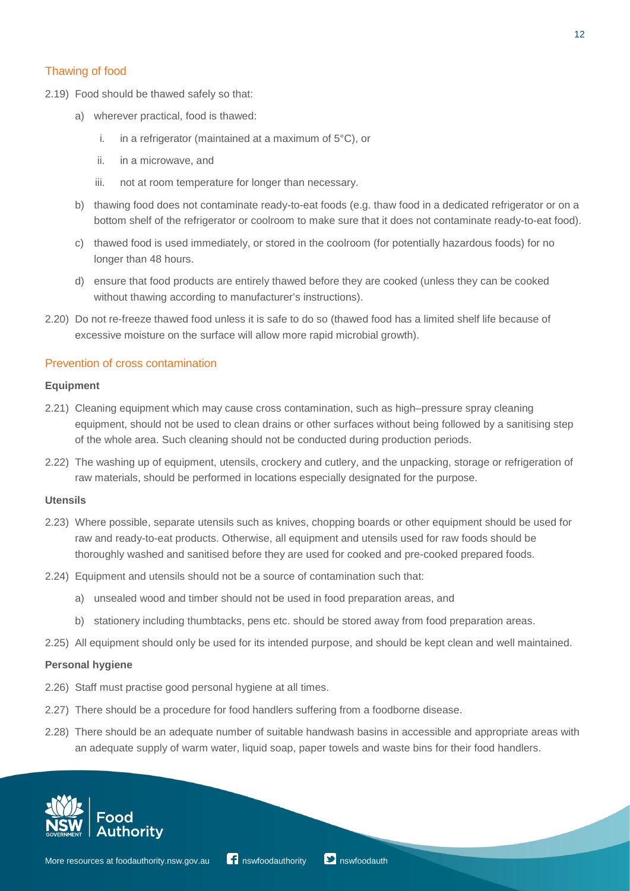## Thawing of food

2.19) Food should be thawed safely so that:

- a) wherever practical, food is thawed:
    - i. in a refrigerator (maintained at a maximum of 5°C), or
    - ii. in a microwave, and
    - iii. not at room temperature for longer than necessary.
- b) thawing food does not contaminate ready-to-eat foods (e.g. thaw food in a dedicated refrigerator or on a bottom shelf of the refrigerator or coolroom to make sure that it does not contaminate ready-to-eat food).
- c) thawed food is used immediately, or stored in the coolroom (for potentially hazardous foods) for no longer than 48 hours.
- d) ensure that food products are entirely thawed before they are cooked (unless they can be cooked without thawing according to manufacturer's instructions).

2.20) Do not re-freeze thawed food unless it is safe to do so (thawed food has a limited shelf life because of excessive moisture on the surface will allow more rapid microbial growth).

## Prevention of cross contamination

### Equipment

2.21) Cleaning equipment which may cause cross contamination, such as high–pressure spray cleaning equipment, should not be used to clean drains or other surfaces without being followed by a sanitising step of the whole area. Such cleaning should not be conducted during production periods.

2.22) The washing up of equipment, utensils, crockery and cutlery, and the unpacking, storage or refrigeration of raw materials, should be performed in locations especially designated for the purpose.

### Utensils

2.23) Where possible, separate utensils such as knives, chopping boards or other equipment should be used for raw and ready-to-eat products. Otherwise, all equipment and utensils used for raw foods should be thoroughly washed and sanitised before they are used for cooked and pre-cooked prepared foods.

2.24) Equipment and utensils should not be a source of contamination such that:

- a) unsealed wood and timber should not be used in food preparation areas, and
- b) stationery including thumbtacks, pens etc. should be stored away from food preparation areas.

2.25) All equipment should only be used for its intended purpose, and should be kept clean and well maintained.

### Personal hygiene

2.26) Staff must practise good personal hygiene at all times.

2.27) There should be a procedure for food handlers suffering from a foodborne disease.

2.28) There should be an adequate number of suitable handwash basins in accessible and appropriate areas with an adequate supply of warm water, liquid soap, paper towels and waste bins for their food handlers.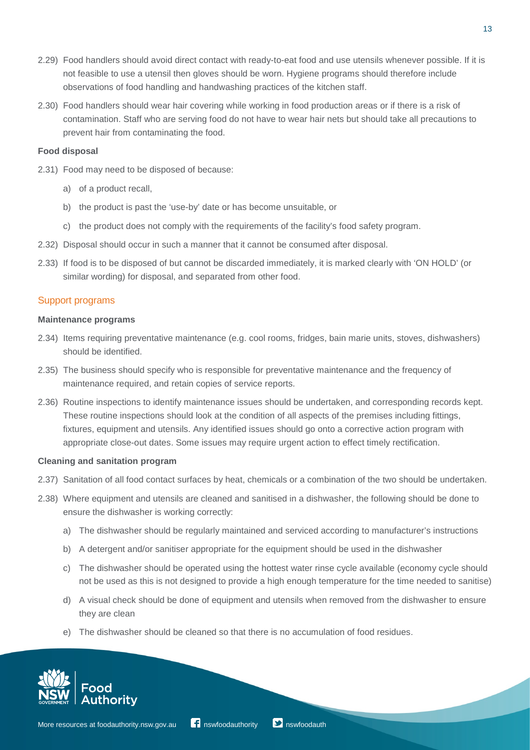2.29) Food handlers should avoid direct contact with ready-to-eat food and use utensils whenever possible. If it is not feasible to use a utensil then gloves should be worn. Hygiene programs should therefore include observations of food handling and handwashing practices of the kitchen staff.

2.30) Food handlers should wear hair covering while working in food production areas or if there is a risk of contamination. Staff who are serving food do not have to wear hair nets but should take all precautions to prevent hair from contaminating the food.

**Food disposal**

2.31) Food may need to be disposed of because:

a) of a product recall,

b) the product is past the 'use-by' date or has become unsuitable, or

c) the product does not comply with the requirements of the facility's food safety program.

2.32) Disposal should occur in such a manner that it cannot be consumed after disposal.

2.33) If food is to be disposed of but cannot be discarded immediately, it is marked clearly with 'ON HOLD' (or similar wording) for disposal, and separated from other food.

## Support programs

**Maintenance programs**

2.34) Items requiring preventative maintenance (e.g. cool rooms, fridges, bain marie units, stoves, dishwashers) should be identified.

2.35) The business should specify who is responsible for preventative maintenance and the frequency of maintenance required, and retain copies of service reports.

2.36) Routine inspections to identify maintenance issues should be undertaken, and corresponding records kept. These routine inspections should look at the condition of all aspects of the premises including fittings, fixtures, equipment and utensils. Any identified issues should go onto a corrective action program with appropriate close-out dates. Some issues may require urgent action to effect timely rectification.

**Cleaning and sanitation program**

2.37) Sanitation of all food contact surfaces by heat, chemicals or a combination of the two should be undertaken.

2.38) Where equipment and utensils are cleaned and sanitised in a dishwasher, the following should be done to ensure the dishwasher is working correctly:

a) The dishwasher should be regularly maintained and serviced according to manufacturer's instructions

b) A detergent and/or sanitiser appropriate for the equipment should be used in the dishwasher

c) The dishwasher should be operated using the hottest water rinse cycle available (economy cycle should not be used as this is not designed to provide a high enough temperature for the time needed to sanitise)

d) A visual check should be done of equipment and utensils when removed from the dishwasher to ensure they are clean

e) The dishwasher should be cleaned so that there is no accumulation of food residues.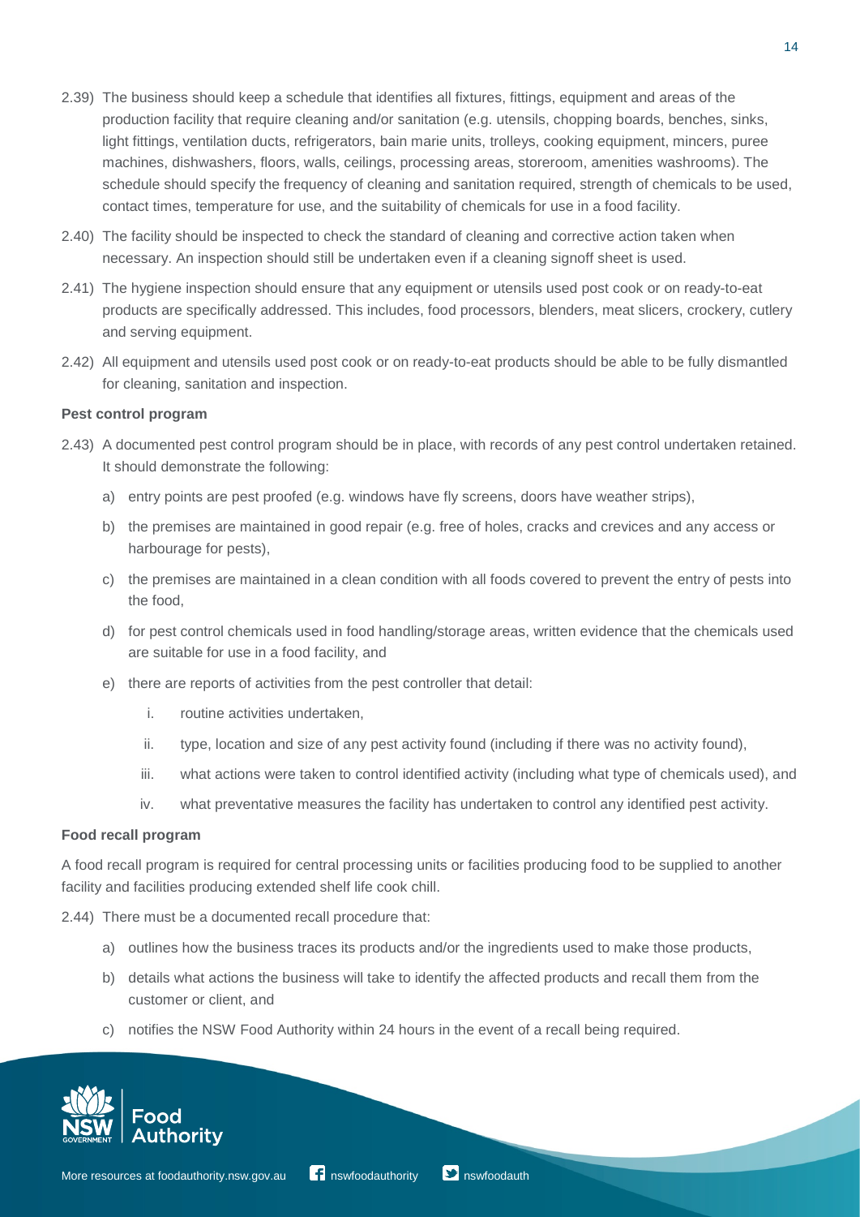2.39) The business should keep a schedule that identifies all fixtures, fittings, equipment and areas of the production facility that require cleaning and/or sanitation (e.g. utensils, chopping boards, benches, sinks, light fittings, ventilation ducts, refrigerators, bain marie units, trolleys, cooking equipment, mincers, puree machines, dishwashers, floors, walls, ceilings, processing areas, storeroom, amenities washrooms). The schedule should specify the frequency of cleaning and sanitation required, strength of chemicals to be used, contact times, temperature for use, and the suitability of chemicals for use in a food facility.

2.40) The facility should be inspected to check the standard of cleaning and corrective action taken when necessary. An inspection should still be undertaken even if a cleaning signoff sheet is used.

2.41) The hygiene inspection should ensure that any equipment or utensils used post cook or on ready-to-eat products are specifically addressed. This includes, food processors, blenders, meat slicers, crockery, cutlery and serving equipment.

2.42) All equipment and utensils used post cook or on ready-to-eat products should be able to be fully dismantled for cleaning, sanitation and inspection.

**Pest control program**

2.43) A documented pest control program should be in place, with records of any pest control undertaken retained. It should demonstrate the following:

a) entry points are pest proofed (e.g. windows have fly screens, doors have weather strips),

b) the premises are maintained in good repair (e.g. free of holes, cracks and crevices and any access or harbourage for pests),

c) the premises are maintained in a clean condition with all foods covered to prevent the entry of pests into the food,

d) for pest control chemicals used in food handling/storage areas, written evidence that the chemicals used are suitable for use in a food facility, and

e) there are reports of activities from the pest controller that detail:

   i. routine activities undertaken,

   ii. type, location and size of any pest activity found (including if there was no activity found),

   iii. what actions were taken to control identified activity (including what type of chemicals used), and

   iv. what preventative measures the facility has undertaken to control any identified pest activity.

**Food recall program**

A food recall program is required for central processing units or facilities producing food to be supplied to another facility and facilities producing extended shelf life cook chill.

2.44) There must be a documented recall procedure that:

a) outlines how the business traces its products and/or the ingredients used to make those products,

b) details what actions the business will take to identify the affected products and recall them from the customer or client, and

c) notifies the NSW Food Authority within 24 hours in the event of a recall being required.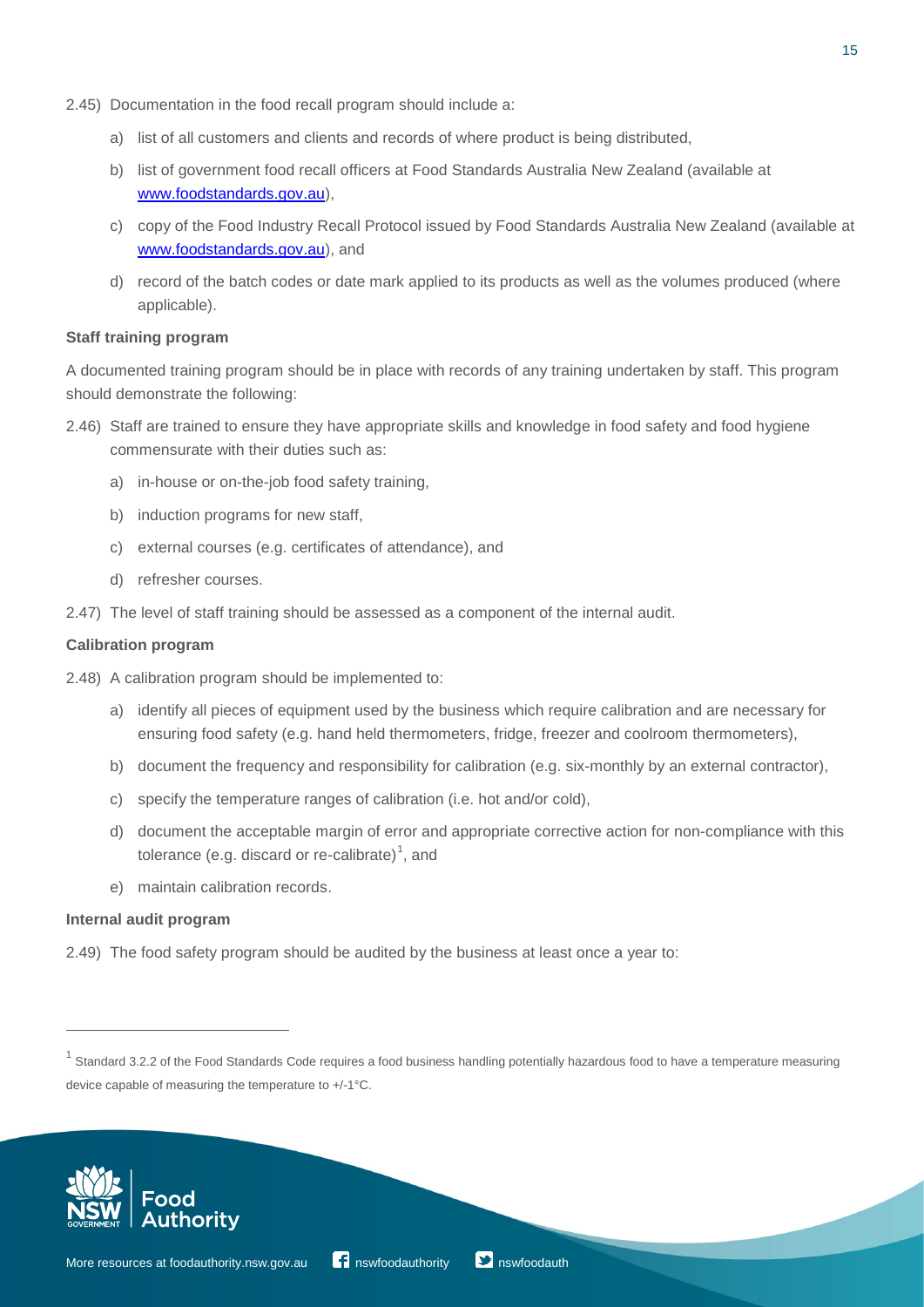2.45) Documentation in the food recall program should include a:

a) list of all customers and clients and records of where product is being distributed,

b) list of government food recall officers at Food Standards Australia New Zealand (available at www.foodstandards.gov.au),

c) copy of the Food Industry Recall Protocol issued by Food Standards Australia New Zealand (available at www.foodstandards.gov.au), and

d) record of the batch codes or date mark applied to its products as well as the volumes produced (where applicable).

**Staff training program**

A documented training program should be in place with records of any training undertaken by staff. This program should demonstrate the following:

2.46) Staff are trained to ensure they have appropriate skills and knowledge in food safety and food hygiene commensurate with their duties such as:

a) in-house or on-the-job food safety training,

b) induction programs for new staff,

c) external courses (e.g. certificates of attendance), and

d) refresher courses.

2.47) The level of staff training should be assessed as a component of the internal audit.

**Calibration program**

2.48) A calibration program should be implemented to:

a) identify all pieces of equipment used by the business which require calibration and are necessary for ensuring food safety (e.g. hand held thermometers, fridge, freezer and coolroom thermometers),

b) document the frequency and responsibility for calibration (e.g. six-monthly by an external contractor),

c) specify the temperature ranges of calibration (i.e. hot and/or cold),

d) document the acceptable margin of error and appropriate corrective action for non-compliance with this tolerance (e.g. discard or re-calibrate)[1], and

e) maintain calibration records.

**Internal audit program**

2.49) The food safety program should be audited by the business at least once a year to:

---

[1] Standard 3.2.2 of the Food Standards Code requires a food business handling potentially hazardous food to have a temperature measuring device capable of measuring the temperature to +/-1°C.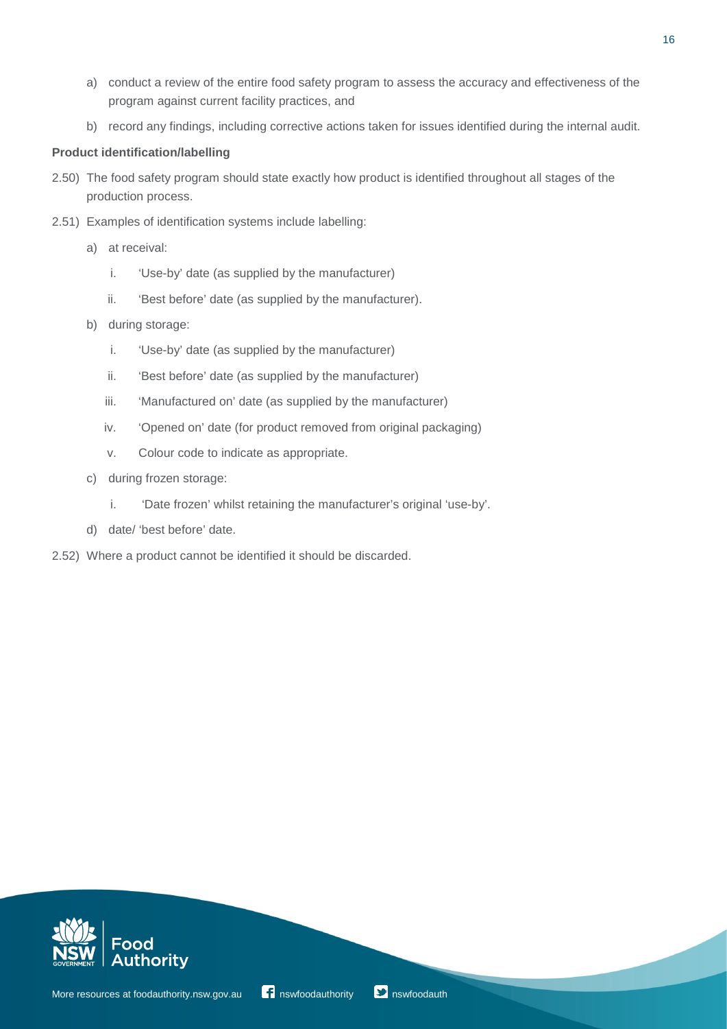a) conduct a review of the entire food safety program to assess the accuracy and effectiveness of the program against current facility practices, and

b) record any findings, including corrective actions taken for issues identified during the internal audit.

**Product identification/labelling**

2.50) The food safety program should state exactly how product is identified throughout all stages of the production process.

2.51) Examples of identification systems include labelling:

a) at receival:

   i. 'Use-by' date (as supplied by the manufacturer)

   ii. 'Best before' date (as supplied by the manufacturer).

b) during storage:

   i. 'Use-by' date (as supplied by the manufacturer)

   ii. 'Best before' date (as supplied by the manufacturer)

   iii. 'Manufactured on' date (as supplied by the manufacturer)

   iv. 'Opened on' date (for product removed from original packaging)

   v. Colour code to indicate as appropriate.

c) during frozen storage:

   i. 'Date frozen' whilst retaining the manufacturer's original 'use-by'.

d) date/ 'best before' date.

2.52) Where a product cannot be identified it should be discarded.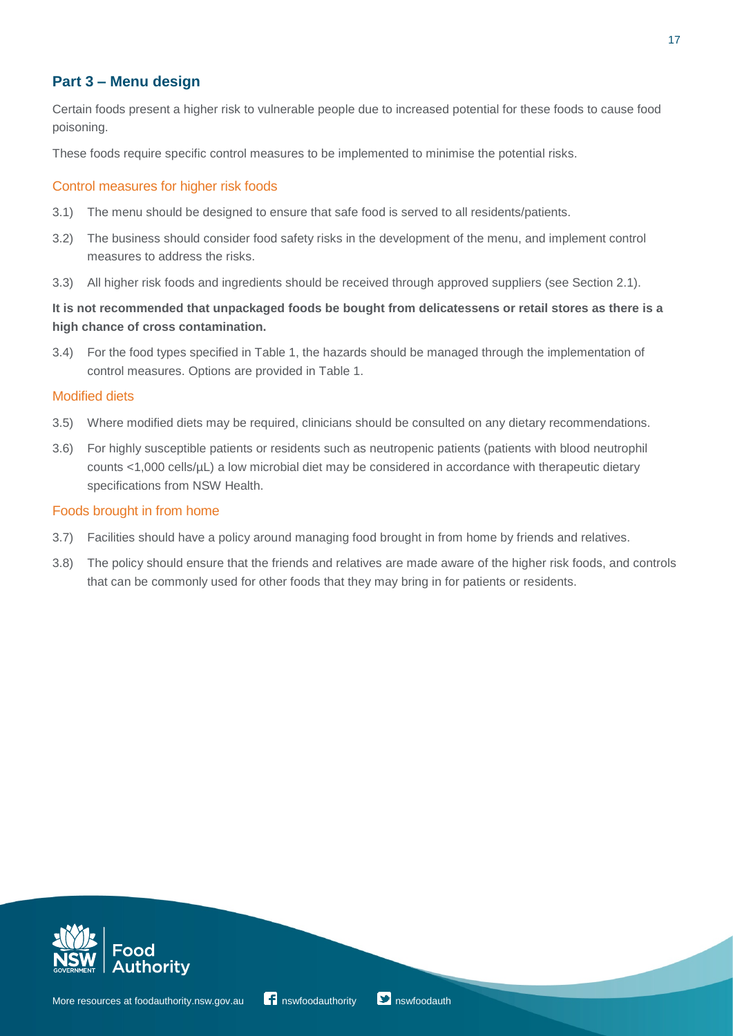## Part 3 – Menu design

Certain foods present a higher risk to vulnerable people due to increased potential for these foods to cause food poisoning.

These foods require specific control measures to be implemented to minimise the potential risks.

### Control measures for higher risk foods

3.1) The menu should be designed to ensure that safe food is served to all residents/patients.

3.2) The business should consider food safety risks in the development of the menu, and implement control measures to address the risks.

3.3) All higher risk foods and ingredients should be received through approved suppliers (see Section 2.1).

**It is not recommended that unpackaged foods be bought from delicatessens or retail stores as there is a high chance of cross contamination.**

3.4) For the food types specified in Table 1, the hazards should be managed through the implementation of control measures. Options are provided in Table 1.

### Modified diets

3.5) Where modified diets may be required, clinicians should be consulted on any dietary recommendations.

3.6) For highly susceptible patients or residents such as neutropenic patients (patients with blood neutrophil counts <1,000 cells/µL) a low microbial diet may be considered in accordance with therapeutic dietary specifications from NSW Health.

### Foods brought in from home

3.7) Facilities should have a policy around managing food brought in from home by friends and relatives.

3.8) The policy should ensure that the friends and relatives are made aware of the higher risk foods, and controls that can be commonly used for other foods that they may bring in for patients or residents.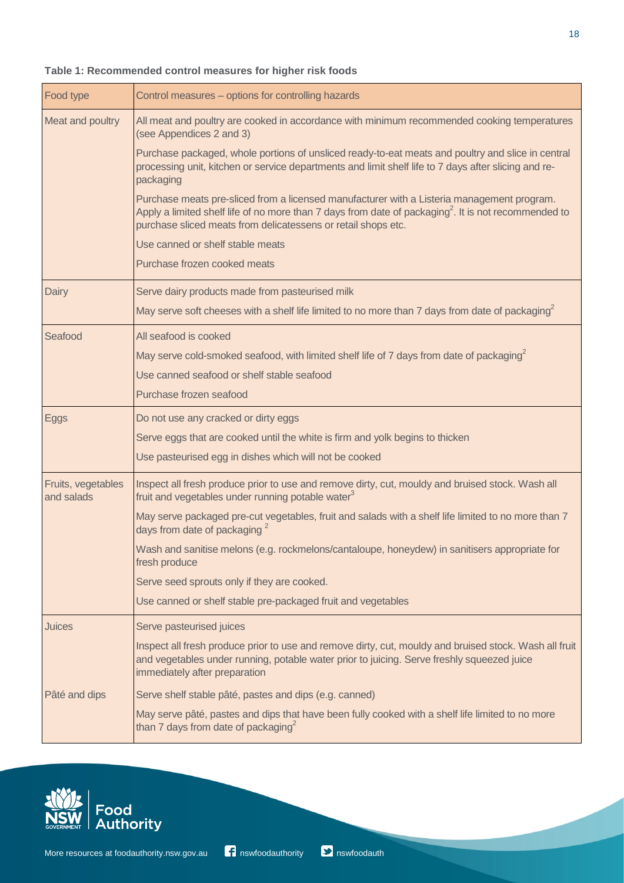**Table 1: Recommended control measures for higher risk foods**

| Food type | Control measures – options for controlling hazards |
|---|---|
| Meat and poultry | All meat and poultry are cooked in accordance with minimum recommended cooking temperatures (see Appendices 2 and 3) |
| | Purchase packaged, whole portions of unsliced ready-to-eat meats and poultry and slice in central processing unit, kitchen or service departments and limit shelf life to 7 days after slicing and re-packaging |
| | Purchase meats pre-sliced from a licensed manufacturer with a Listeria management program. Apply a limited shelf life of no more than 7 days from date of packaging[2]. It is not recommended to purchase sliced meats from delicatessens or retail shops etc. |
| | Use canned or shelf stable meats |
| | Purchase frozen cooked meats |
| Dairy | Serve dairy products made from pasteurised milk |
| | May serve soft cheeses with a shelf life limited to no more than 7 days from date of packaging[2] |
| Seafood | All seafood is cooked |
| | May serve cold-smoked seafood, with limited shelf life of 7 days from date of packaging[2] |
| | Use canned seafood or shelf stable seafood |
| | Purchase frozen seafood |
| Eggs | Do not use any cracked or dirty eggs |
| | Serve eggs that are cooked until the white is firm and yolk begins to thicken |
| | Use pasteurised egg in dishes which will not be cooked |
| Fruits, vegetables and salads | Inspect all fresh produce prior to use and remove dirty, cut, mouldy and bruised stock. Wash all fruit and vegetables under running potable water[3] |
| | May serve packaged pre-cut vegetables, fruit and salads with a shelf life limited to no more than 7 days from date of packaging [2] |
| | Wash and sanitise melons (e.g. rockmelons/cantaloupe, honeydew) in sanitisers appropriate for fresh produce |
| | Serve seed sprouts only if they are cooked. |
| | Use canned or shelf stable pre-packaged fruit and vegetables |
| Juices | Serve pasteurised juices |
| | Inspect all fresh produce prior to use and remove dirty, cut, mouldy and bruised stock. Wash all fruit and vegetables under running, potable water prior to juicing. Serve freshly squeezed juice immediately after preparation |
| Pâté and dips | Serve shelf stable pâté, pastes and dips (e.g. canned) |
| | May serve pâté, pastes and dips that have been fully cooked with a shelf life limited to no more than 7 days from date of packaging[2] |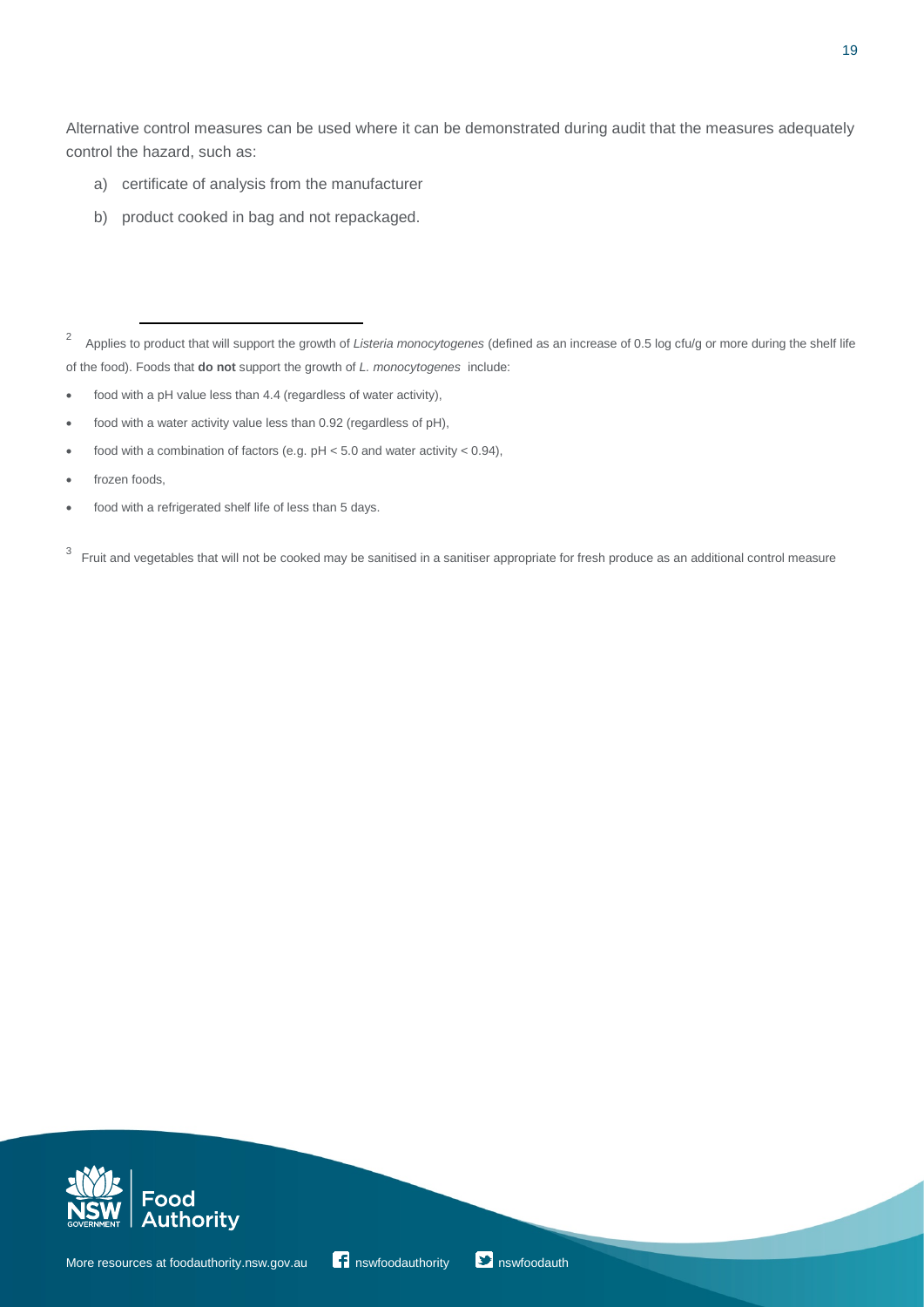Alternative control measures can be used where it can be demonstrated during audit that the measures adequately control the hazard, such as:

a) certificate of analysis from the manufacturer

b) product cooked in bag and not repackaged.

---

[2] Applies to product that will support the growth of *Listeria monocytogenes* (defined as an increase of 0.5 log cfu/g or more during the shelf life of the food). Foods that **do not** support the growth of *L. monocytogenes* include:

- food with a pH value less than 4.4 (regardless of water activity),
- food with a water activity value less than 0.92 (regardless of pH),
- food with a combination of factors (e.g. pH < 5.0 and water activity < 0.94),
- frozen foods,
- food with a refrigerated shelf life of less than 5 days.

[3] Fruit and vegetables that will not be cooked may be sanitised in a sanitiser appropriate for fresh produce as an additional control measure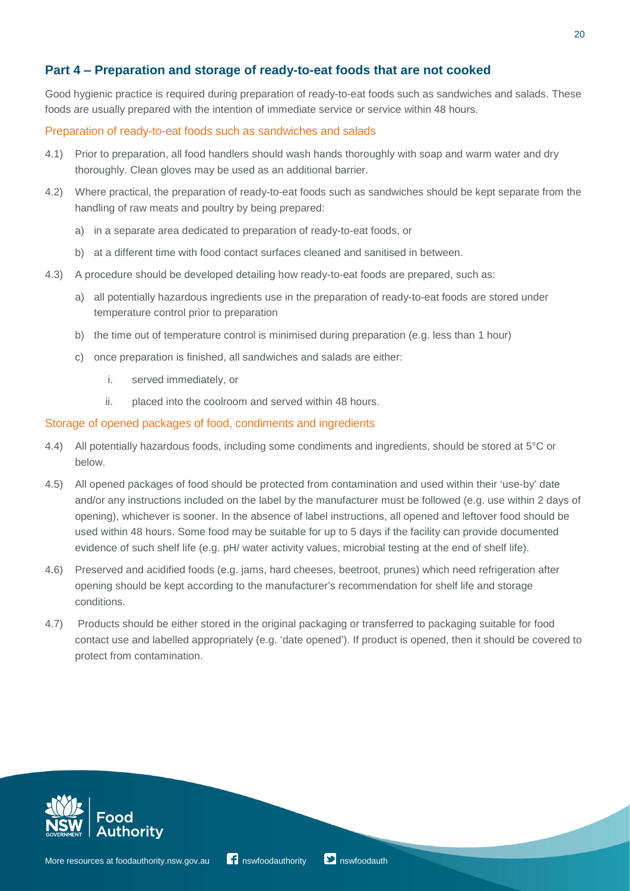## Part 4 – Preparation and storage of ready-to-eat foods that are not cooked

Good hygienic practice is required during preparation of ready-to-eat foods such as sandwiches and salads. These foods are usually prepared with the intention of immediate service or service within 48 hours.

### Preparation of ready-to-eat foods such as sandwiches and salads

4.1) Prior to preparation, all food handlers should wash hands thoroughly with soap and warm water and dry thoroughly. Clean gloves may be used as an additional barrier.

4.2) Where practical, the preparation of ready-to-eat foods such as sandwiches should be kept separate from the handling of raw meats and poultry by being prepared:

- a) in a separate area dedicated to preparation of ready-to-eat foods, or
- b) at a different time with food contact surfaces cleaned and sanitised in between.

4.3) A procedure should be developed detailing how ready-to-eat foods are prepared, such as:

- a) all potentially hazardous ingredients use in the preparation of ready-to-eat foods are stored under temperature control prior to preparation
- b) the time out of temperature control is minimised during preparation (e.g. less than 1 hour)
- c) once preparation is finished, all sandwiches and salads are either:
  - i. served immediately, or
  - ii. placed into the coolroom and served within 48 hours.

### Storage of opened packages of food, condiments and ingredients

4.4) All potentially hazardous foods, including some condiments and ingredients, should be stored at 5°C or below.

4.5) All opened packages of food should be protected from contamination and used within their 'use-by' date and/or any instructions included on the label by the manufacturer must be followed (e.g. use within 2 days of opening), whichever is sooner. In the absence of label instructions, all opened and leftover food should be used within 48 hours. Some food may be suitable for up to 5 days if the facility can provide documented evidence of such shelf life (e.g. pH/ water activity values, microbial testing at the end of shelf life).

4.6) Preserved and acidified foods (e.g. jams, hard cheeses, beetroot, prunes) which need refrigeration after opening should be kept according to the manufacturer's recommendation for shelf life and storage conditions.

4.7) Products should be either stored in the original packaging or transferred to packaging suitable for food contact use and labelled appropriately (e.g. 'date opened'). If product is opened, then it should be covered to protect from contamination.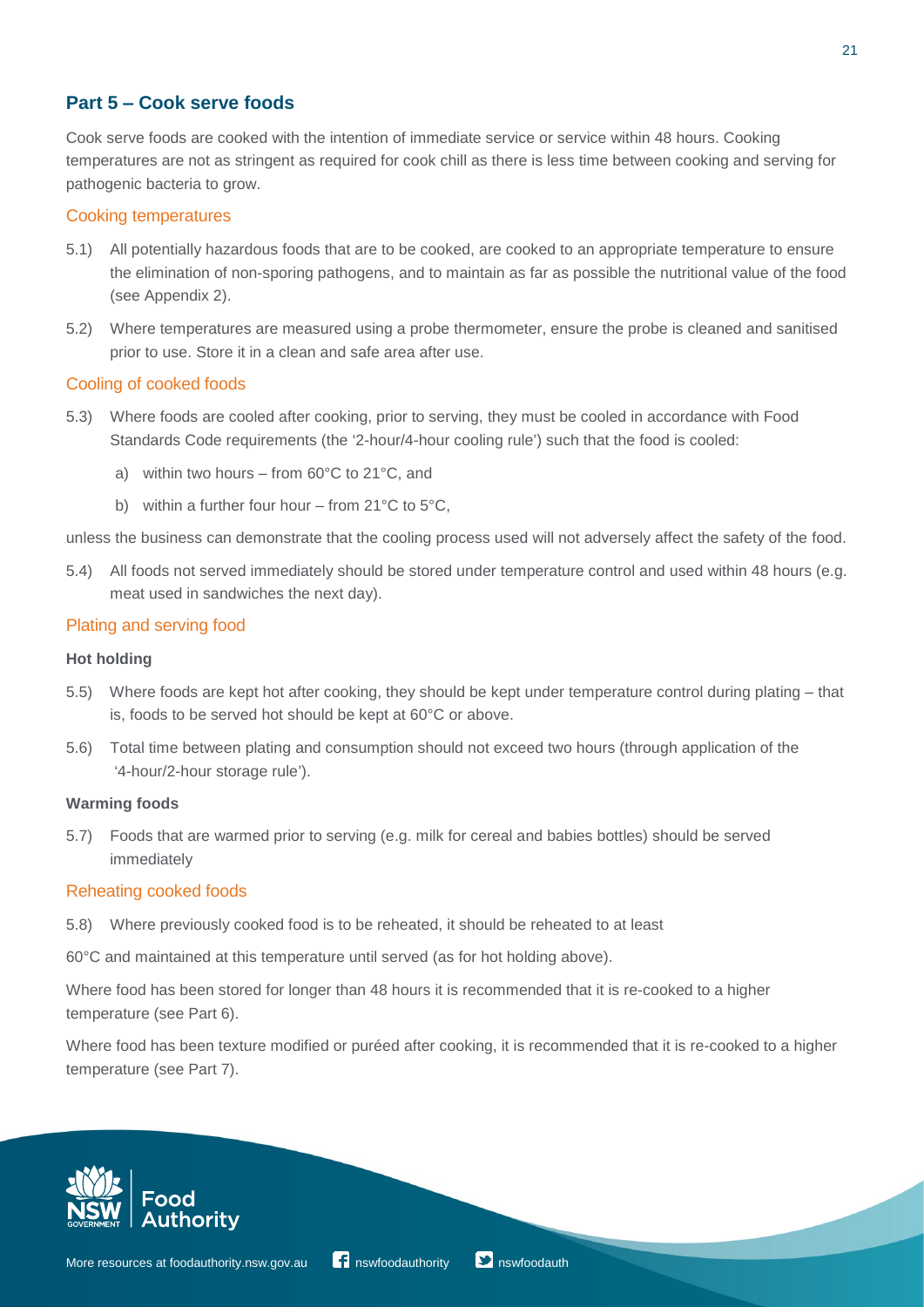## Part 5 – Cook serve foods

Cook serve foods are cooked with the intention of immediate service or service within 48 hours. Cooking temperatures are not as stringent as required for cook chill as there is less time between cooking and serving for pathogenic bacteria to grow.

### Cooking temperatures

5.1) All potentially hazardous foods that are to be cooked, are cooked to an appropriate temperature to ensure the elimination of non-sporing pathogens, and to maintain as far as possible the nutritional value of the food (see Appendix 2).

5.2) Where temperatures are measured using a probe thermometer, ensure the probe is cleaned and sanitised prior to use. Store it in a clean and safe area after use.

### Cooling of cooked foods

5.3) Where foods are cooled after cooking, prior to serving, they must be cooled in accordance with Food Standards Code requirements (the '2-hour/4-hour cooling rule') such that the food is cooled:

a) within two hours – from 60°C to 21°C, and

b) within a further four hour – from 21°C to 5°C,

unless the business can demonstrate that the cooling process used will not adversely affect the safety of the food.

5.4) All foods not served immediately should be stored under temperature control and used within 48 hours (e.g. meat used in sandwiches the next day).

### Plating and serving food

**Hot holding**

5.5) Where foods are kept hot after cooking, they should be kept under temperature control during plating – that is, foods to be served hot should be kept at 60°C or above.

5.6) Total time between plating and consumption should not exceed two hours (through application of the '4-hour/2-hour storage rule').

**Warming foods**

5.7) Foods that are warmed prior to serving (e.g. milk for cereal and babies bottles) should be served immediately

### Reheating cooked foods

5.8) Where previously cooked food is to be reheated, it should be reheated to at least

60°C and maintained at this temperature until served (as for hot holding above).

Where food has been stored for longer than 48 hours it is recommended that it is re-cooked to a higher temperature (see Part 6).

Where food has been texture modified or puréed after cooking, it is recommended that it is re-cooked to a higher temperature (see Part 7).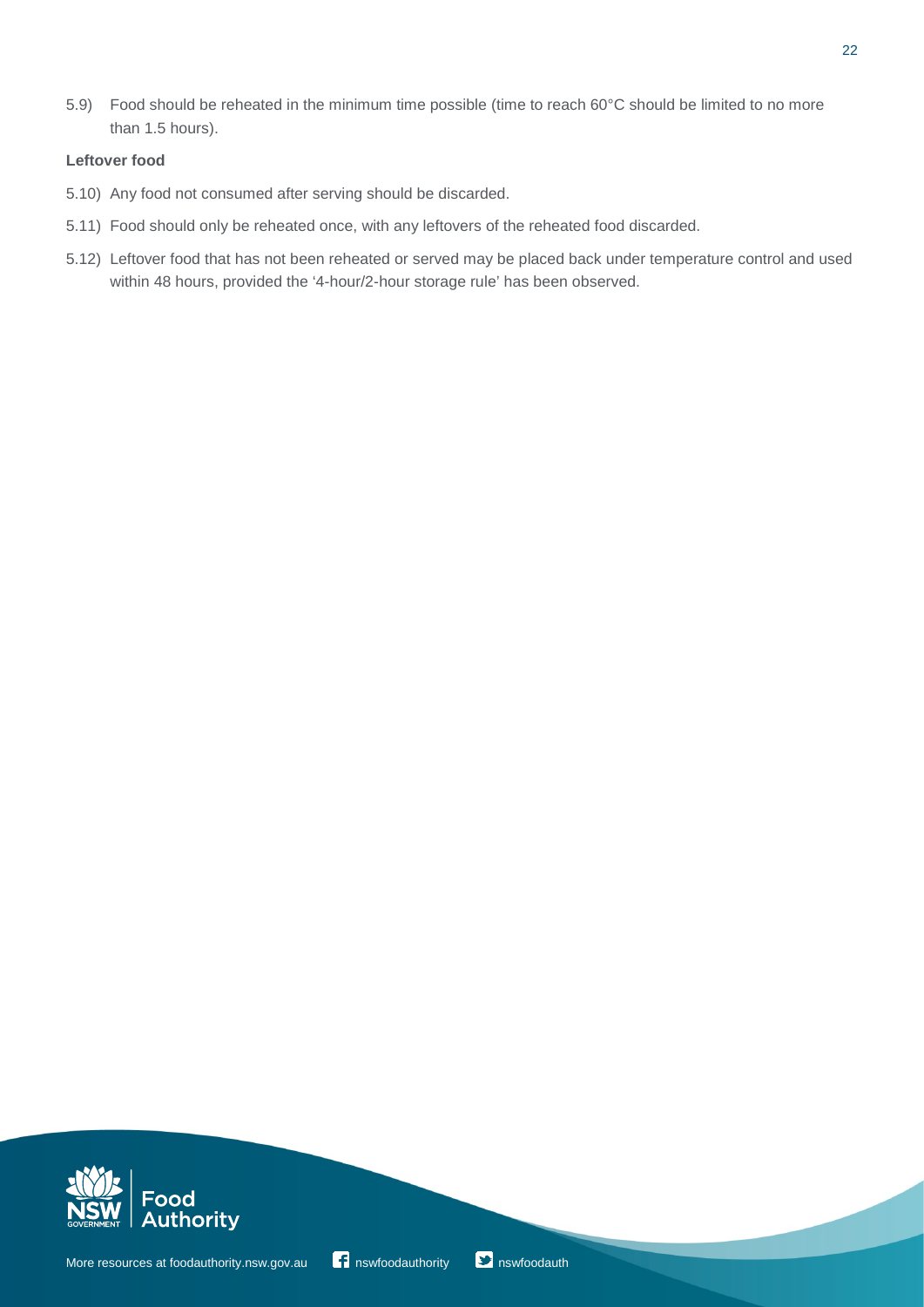5.9) Food should be reheated in the minimum time possible (time to reach 60°C should be limited to no more than 1.5 hours).

**Leftover food**

5.10) Any food not consumed after serving should be discarded.

5.11) Food should only be reheated once, with any leftovers of the reheated food discarded.

5.12) Leftover food that has not been reheated or served may be placed back under temperature control and used within 48 hours, provided the '4-hour/2-hour storage rule' has been observed.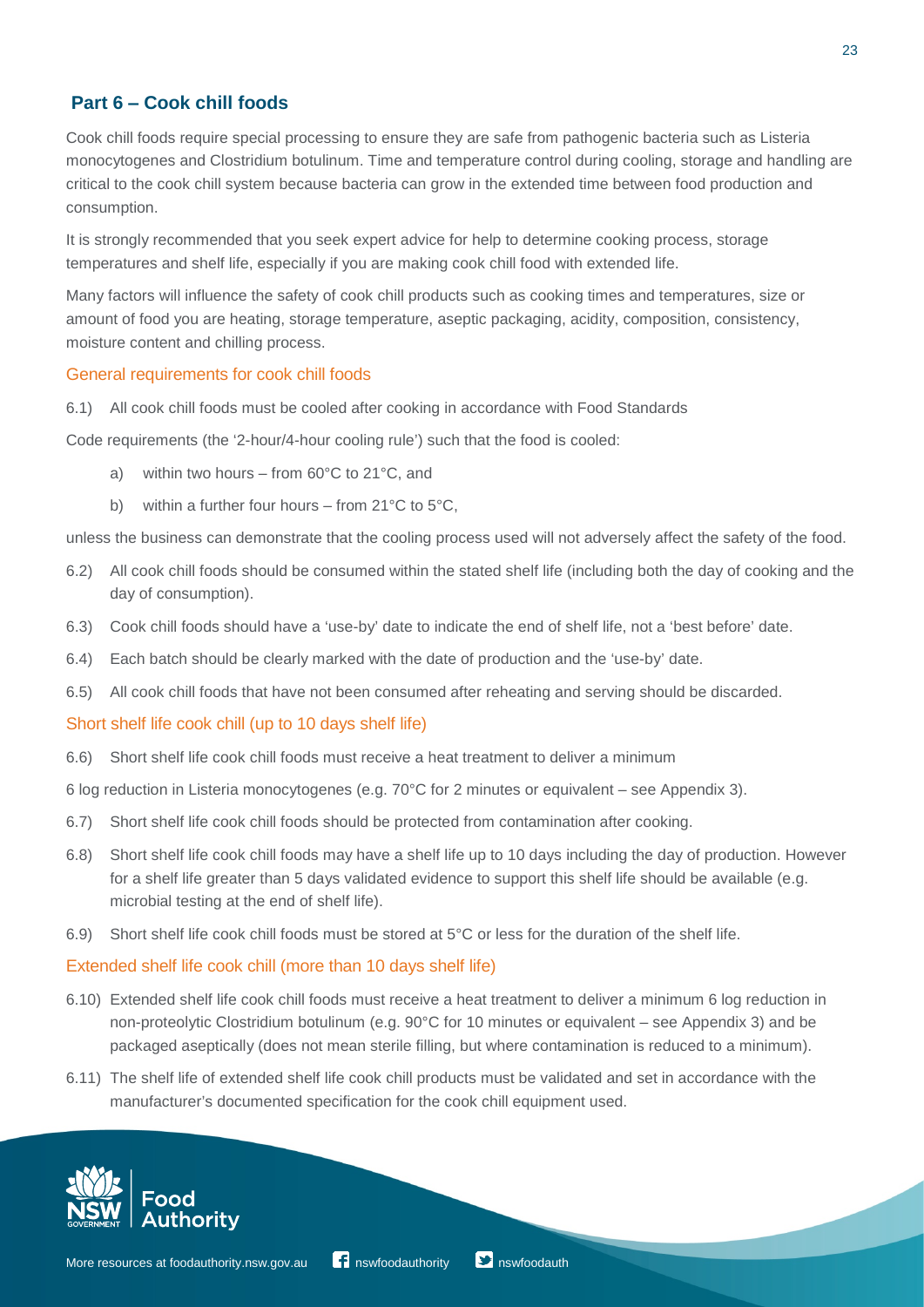## Part 6 – Cook chill foods

Cook chill foods require special processing to ensure they are safe from pathogenic bacteria such as Listeria monocytogenes and Clostridium botulinum. Time and temperature control during cooling, storage and handling are critical to the cook chill system because bacteria can grow in the extended time between food production and consumption.

It is strongly recommended that you seek expert advice for help to determine cooking process, storage temperatures and shelf life, especially if you are making cook chill food with extended life.

Many factors will influence the safety of cook chill products such as cooking times and temperatures, size or amount of food you are heating, storage temperature, aseptic packaging, acidity, composition, consistency, moisture content and chilling process.

### General requirements for cook chill foods

6.1) All cook chill foods must be cooled after cooking in accordance with Food Standards Code requirements (the '2-hour/4-hour cooling rule') such that the food is cooled:

- a) within two hours – from 60°C to 21°C, and
- b) within a further four hours – from 21°C to 5°C,

unless the business can demonstrate that the cooling process used will not adversely affect the safety of the food.

6.2) All cook chill foods should be consumed within the stated shelf life (including both the day of cooking and the day of consumption).

6.3) Cook chill foods should have a 'use-by' date to indicate the end of shelf life, not a 'best before' date.

6.4) Each batch should be clearly marked with the date of production and the 'use-by' date.

6.5) All cook chill foods that have not been consumed after reheating and serving should be discarded.

### Short shelf life cook chill (up to 10 days shelf life)

6.6) Short shelf life cook chill foods must receive a heat treatment to deliver a minimum 6 log reduction in Listeria monocytogenes (e.g. 70°C for 2 minutes or equivalent – see Appendix 3).

6.7) Short shelf life cook chill foods should be protected from contamination after cooking.

6.8) Short shelf life cook chill foods may have a shelf life up to 10 days including the day of production. However for a shelf life greater than 5 days validated evidence to support this shelf life should be available (e.g. microbial testing at the end of shelf life).

6.9) Short shelf life cook chill foods must be stored at 5°C or less for the duration of the shelf life.

### Extended shelf life cook chill (more than 10 days shelf life)

6.10) Extended shelf life cook chill foods must receive a heat treatment to deliver a minimum 6 log reduction in non-proteolytic Clostridium botulinum (e.g. 90°C for 10 minutes or equivalent – see Appendix 3) and be packaged aseptically (does not mean sterile filling, but where contamination is reduced to a minimum).

6.11) The shelf life of extended shelf life cook chill products must be validated and set in accordance with the manufacturer's documented specification for the cook chill equipment used.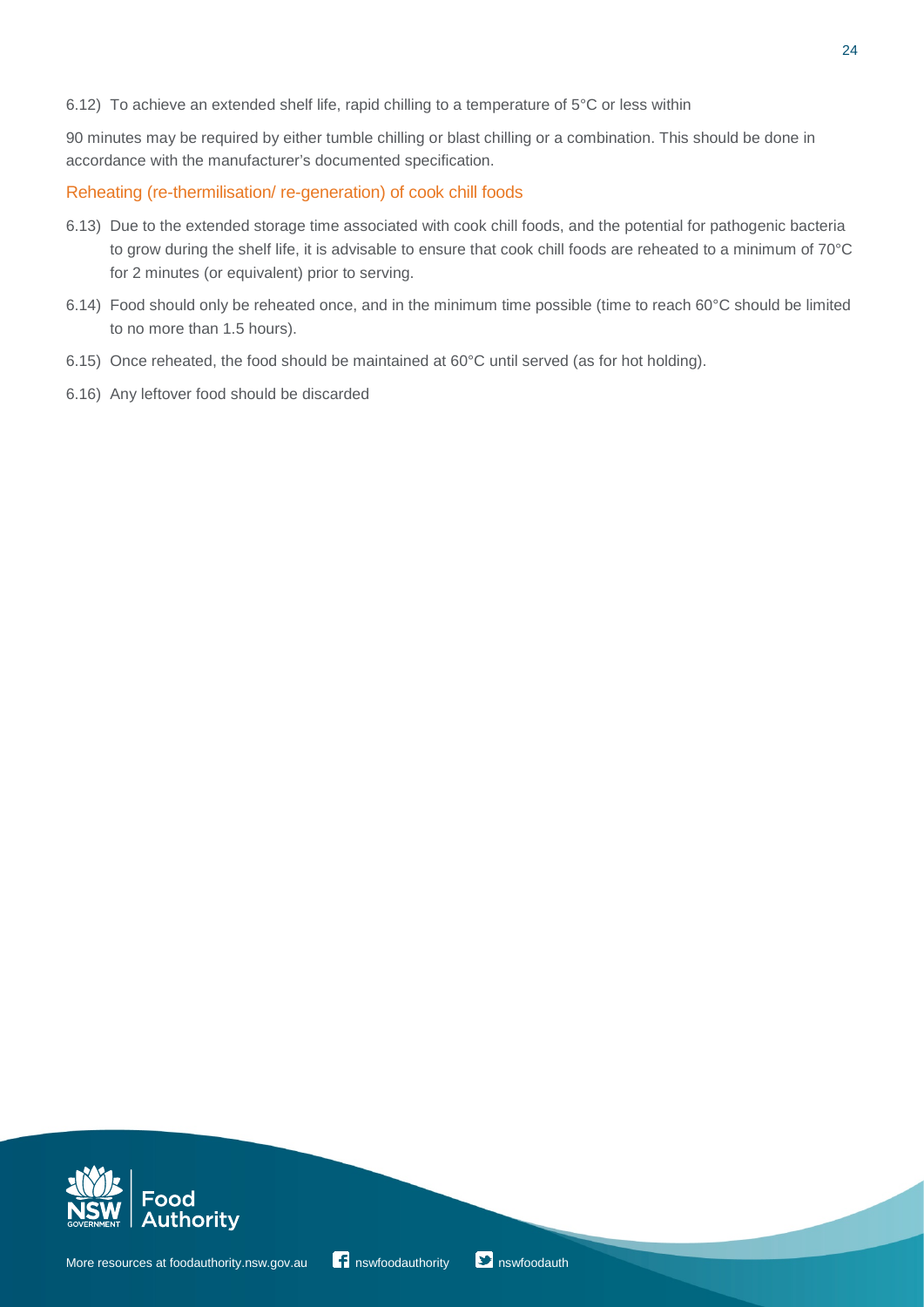6.12) To achieve an extended shelf life, rapid chilling to a temperature of 5°C or less within

90 minutes may be required by either tumble chilling or blast chilling or a combination. This should be done in accordance with the manufacturer's documented specification.

## Reheating (re-thermilisation/ re-generation) of cook chill foods

6.13) Due to the extended storage time associated with cook chill foods, and the potential for pathogenic bacteria to grow during the shelf life, it is advisable to ensure that cook chill foods are reheated to a minimum of 70°C for 2 minutes (or equivalent) prior to serving.

6.14) Food should only be reheated once, and in the minimum time possible (time to reach 60°C should be limited to no more than 1.5 hours).

6.15) Once reheated, the food should be maintained at 60°C until served (as for hot holding).

6.16) Any leftover food should be discarded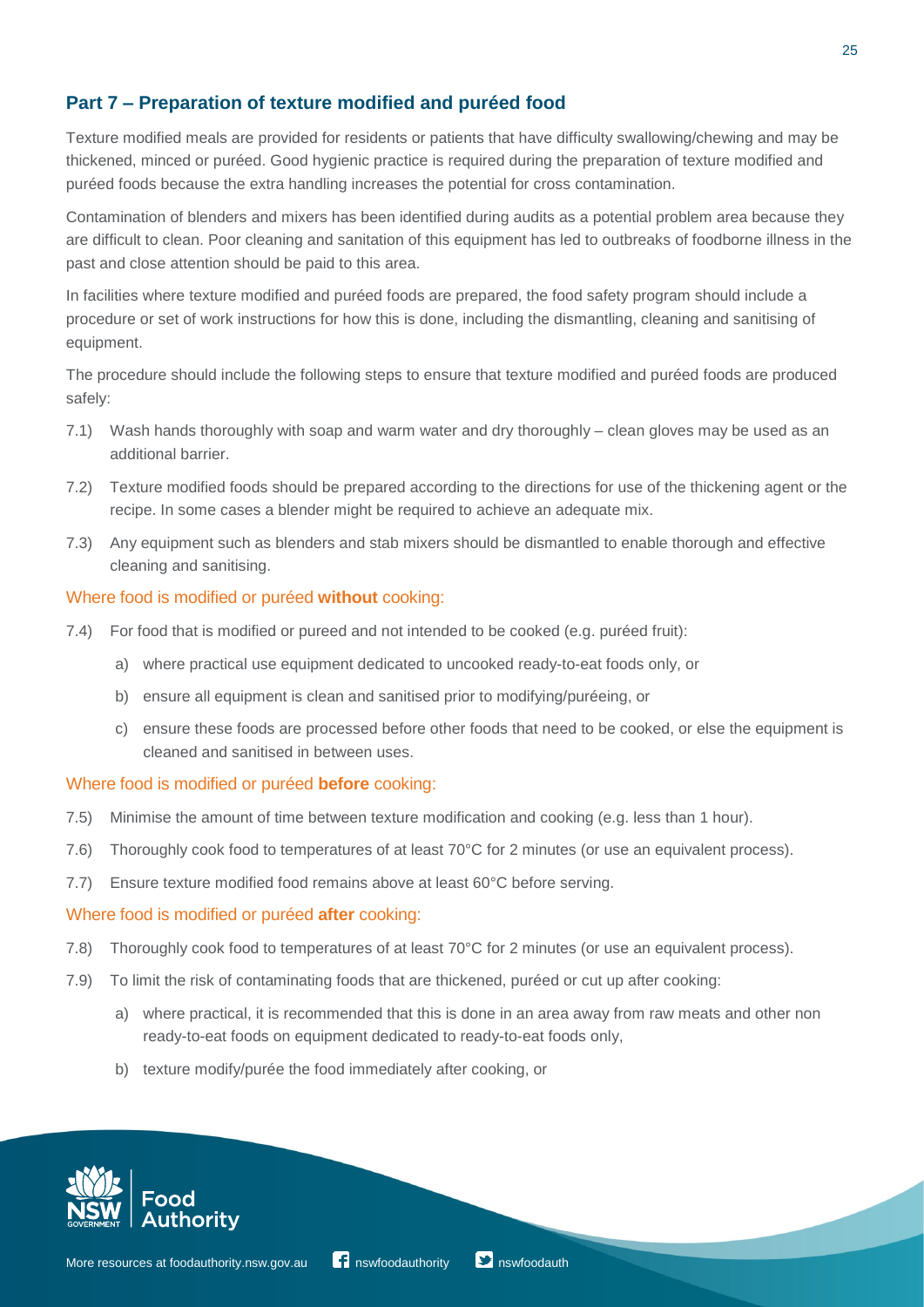## Part 7 – Preparation of texture modified and puréed food

Texture modified meals are provided for residents or patients that have difficulty swallowing/chewing and may be thickened, minced or puréed. Good hygienic practice is required during the preparation of texture modified and puréed foods because the extra handling increases the potential for cross contamination.

Contamination of blenders and mixers has been identified during audits as a potential problem area because they are difficult to clean. Poor cleaning and sanitation of this equipment has led to outbreaks of foodborne illness in the past and close attention should be paid to this area.

In facilities where texture modified and puréed foods are prepared, the food safety program should include a procedure or set of work instructions for how this is done, including the dismantling, cleaning and sanitising of equipment.

The procedure should include the following steps to ensure that texture modified and puréed foods are produced safely:

7.1) Wash hands thoroughly with soap and warm water and dry thoroughly – clean gloves may be used as an additional barrier.

7.2) Texture modified foods should be prepared according to the directions for use of the thickening agent or the recipe. In some cases a blender might be required to achieve an adequate mix.

7.3) Any equipment such as blenders and stab mixers should be dismantled to enable thorough and effective cleaning and sanitising.

### Where food is modified or puréed **without** cooking:

7.4) For food that is modified or pureed and not intended to be cooked (e.g. puréed fruit):

a) where practical use equipment dedicated to uncooked ready-to-eat foods only, or

b) ensure all equipment is clean and sanitised prior to modifying/puréeing, or

c) ensure these foods are processed before other foods that need to be cooked, or else the equipment is cleaned and sanitised in between uses.

### Where food is modified or puréed **before** cooking:

7.5) Minimise the amount of time between texture modification and cooking (e.g. less than 1 hour).

7.6) Thoroughly cook food to temperatures of at least 70°C for 2 minutes (or use an equivalent process).

7.7) Ensure texture modified food remains above at least 60°C before serving.

### Where food is modified or puréed **after** cooking:

7.8) Thoroughly cook food to temperatures of at least 70°C for 2 minutes (or use an equivalent process).

7.9) To limit the risk of contaminating foods that are thickened, puréed or cut up after cooking:

a) where practical, it is recommended that this is done in an area away from raw meats and other non ready-to-eat foods on equipment dedicated to ready-to-eat foods only,

b) texture modify/purée the food immediately after cooking, or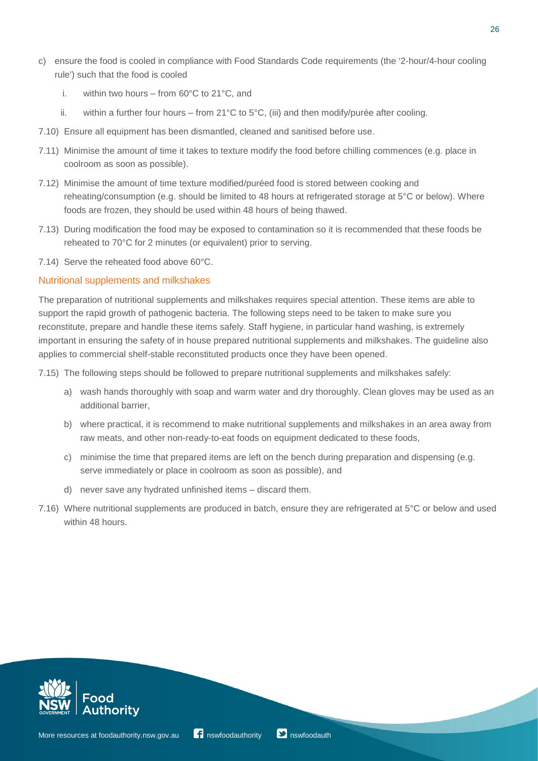c) ensure the food is cooled in compliance with Food Standards Code requirements (the '2-hour/4-hour cooling rule') such that the food is cooled

   i. within two hours – from 60°C to 21°C, and

   ii. within a further four hours – from 21°C to 5°C, (iii) and then modify/purée after cooling.

7.10) Ensure all equipment has been dismantled, cleaned and sanitised before use.

7.11) Minimise the amount of time it takes to texture modify the food before chilling commences (e.g. place in coolroom as soon as possible).

7.12) Minimise the amount of time texture modified/puréed food is stored between cooking and reheating/consumption (e.g. should be limited to 48 hours at refrigerated storage at 5°C or below). Where foods are frozen, they should be used within 48 hours of being thawed.

7.13) During modification the food may be exposed to contamination so it is recommended that these foods be reheated to 70°C for 2 minutes (or equivalent) prior to serving.

7.14) Serve the reheated food above 60°C.

### Nutritional supplements and milkshakes

The preparation of nutritional supplements and milkshakes requires special attention. These items are able to support the rapid growth of pathogenic bacteria. The following steps need to be taken to make sure you reconstitute, prepare and handle these items safely. Staff hygiene, in particular hand washing, is extremely important in ensuring the safety of in house prepared nutritional supplements and milkshakes. The guideline also applies to commercial shelf-stable reconstituted products once they have been opened.

7.15) The following steps should be followed to prepare nutritional supplements and milkshakes safely:

   a) wash hands thoroughly with soap and warm water and dry thoroughly. Clean gloves may be used as an additional barrier,

   b) where practical, it is recommend to make nutritional supplements and milkshakes in an area away from raw meats, and other non-ready-to-eat foods on equipment dedicated to these foods,

   c) minimise the time that prepared items are left on the bench during preparation and dispensing (e.g. serve immediately or place in coolroom as soon as possible), and

   d) never save any hydrated unfinished items – discard them.

7.16) Where nutritional supplements are produced in batch, ensure they are refrigerated at 5°C or below and used within 48 hours.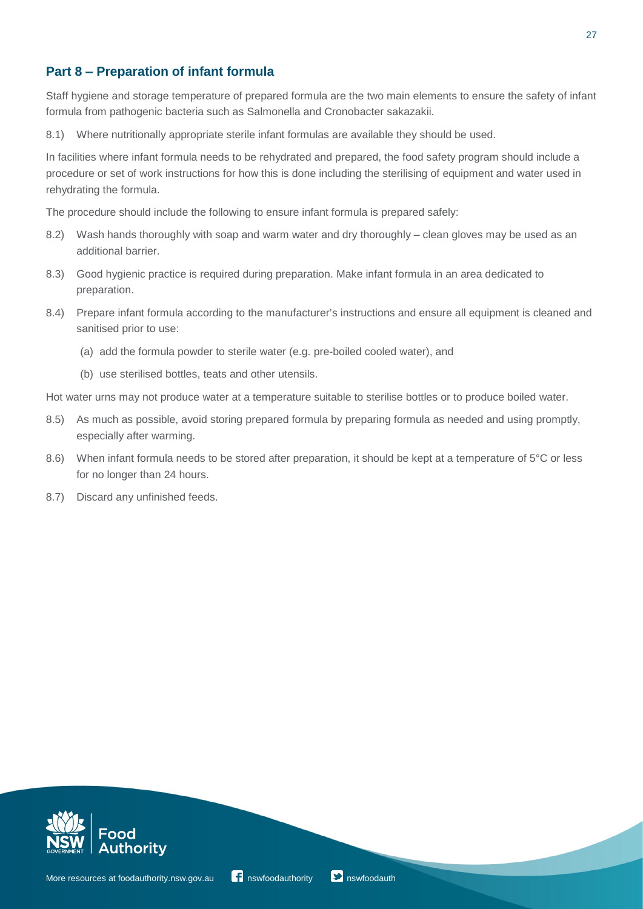## Part 8 – Preparation of infant formula

Staff hygiene and storage temperature of prepared formula are the two main elements to ensure the safety of infant formula from pathogenic bacteria such as Salmonella and Cronobacter sakazakii.

8.1) Where nutritionally appropriate sterile infant formulas are available they should be used.

In facilities where infant formula needs to be rehydrated and prepared, the food safety program should include a procedure or set of work instructions for how this is done including the sterilising of equipment and water used in rehydrating the formula.

The procedure should include the following to ensure infant formula is prepared safely:

8.2) Wash hands thoroughly with soap and warm water and dry thoroughly – clean gloves may be used as an additional barrier.

8.3) Good hygienic practice is required during preparation. Make infant formula in an area dedicated to preparation.

8.4) Prepare infant formula according to the manufacturer's instructions and ensure all equipment is cleaned and sanitised prior to use:

- (a) add the formula powder to sterile water (e.g. pre-boiled cooled water), and
- (b) use sterilised bottles, teats and other utensils.

Hot water urns may not produce water at a temperature suitable to sterilise bottles or to produce boiled water.

8.5) As much as possible, avoid storing prepared formula by preparing formula as needed and using promptly, especially after warming.

8.6) When infant formula needs to be stored after preparation, it should be kept at a temperature of 5°C or less for no longer than 24 hours.

8.7) Discard any unfinished feeds.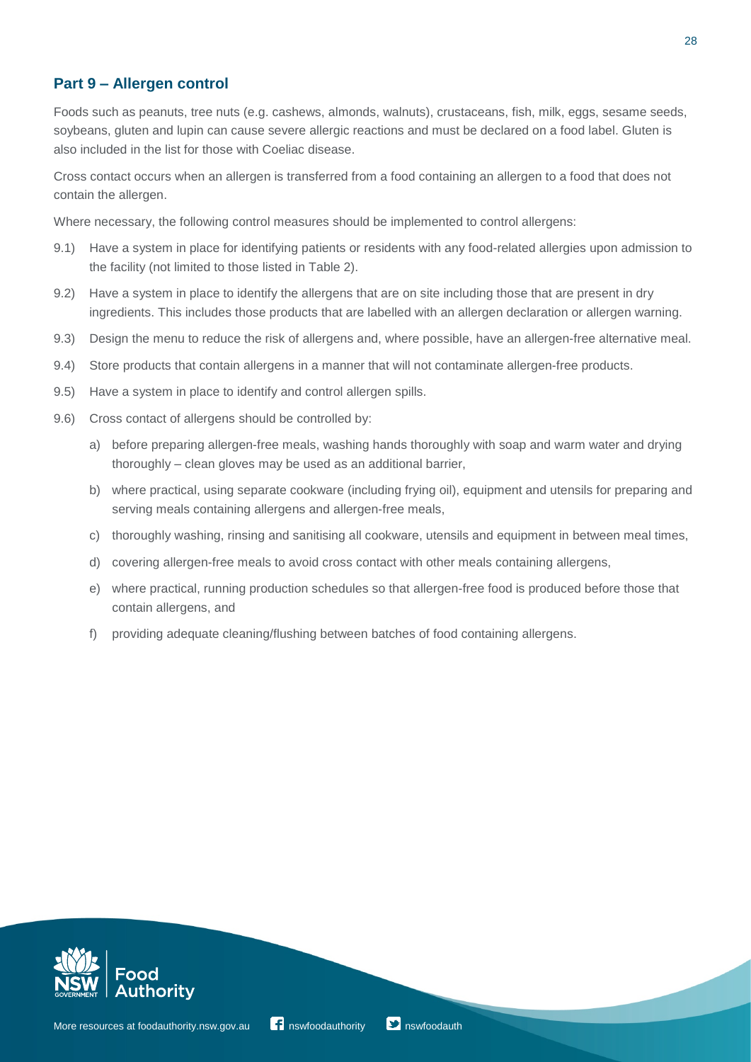## Part 9 – Allergen control

Foods such as peanuts, tree nuts (e.g. cashews, almonds, walnuts), crustaceans, fish, milk, eggs, sesame seeds, soybeans, gluten and lupin can cause severe allergic reactions and must be declared on a food label. Gluten is also included in the list for those with Coeliac disease.

Cross contact occurs when an allergen is transferred from a food containing an allergen to a food that does not contain the allergen.

Where necessary, the following control measures should be implemented to control allergens:

9.1) Have a system in place for identifying patients or residents with any food-related allergies upon admission to the facility (not limited to those listed in Table 2).

9.2) Have a system in place to identify the allergens that are on site including those that are present in dry ingredients. This includes those products that are labelled with an allergen declaration or allergen warning.

9.3) Design the menu to reduce the risk of allergens and, where possible, have an allergen-free alternative meal.

9.4) Store products that contain allergens in a manner that will not contaminate allergen-free products.

9.5) Have a system in place to identify and control allergen spills.

9.6) Cross contact of allergens should be controlled by:

- a) before preparing allergen-free meals, washing hands thoroughly with soap and warm water and drying thoroughly – clean gloves may be used as an additional barrier,
- b) where practical, using separate cookware (including frying oil), equipment and utensils for preparing and serving meals containing allergens and allergen-free meals,
- c) thoroughly washing, rinsing and sanitising all cookware, utensils and equipment in between meal times,
- d) covering allergen-free meals to avoid cross contact with other meals containing allergens,
- e) where practical, running production schedules so that allergen-free food is produced before those that contain allergens, and
- f) providing adequate cleaning/flushing between batches of food containing allergens.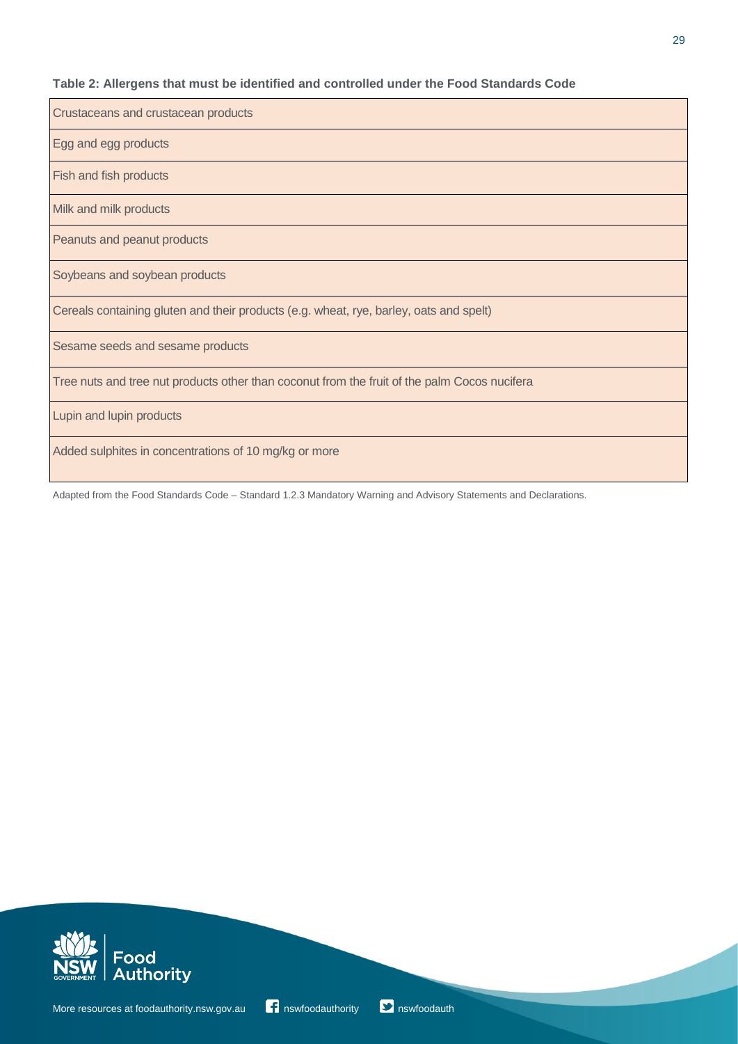**Table 2: Allergens that must be identified and controlled under the Food Standards Code**

| Allergens |
|---|
| Crustaceans and crustacean products |
| Egg and egg products |
| Fish and fish products |
| Milk and milk products |
| Peanuts and peanut products |
| Soybeans and soybean products |
| Cereals containing gluten and their products (e.g. wheat, rye, barley, oats and spelt) |
| Sesame seeds and sesame products |
| Tree nuts and tree nut products other than coconut from the fruit of the palm Cocos nucifera |
| Lupin and lupin products |
| Added sulphites in concentrations of 10 mg/kg or more |

Adapted from the Food Standards Code – Standard 1.2.3 Mandatory Warning and Advisory Statements and Declarations.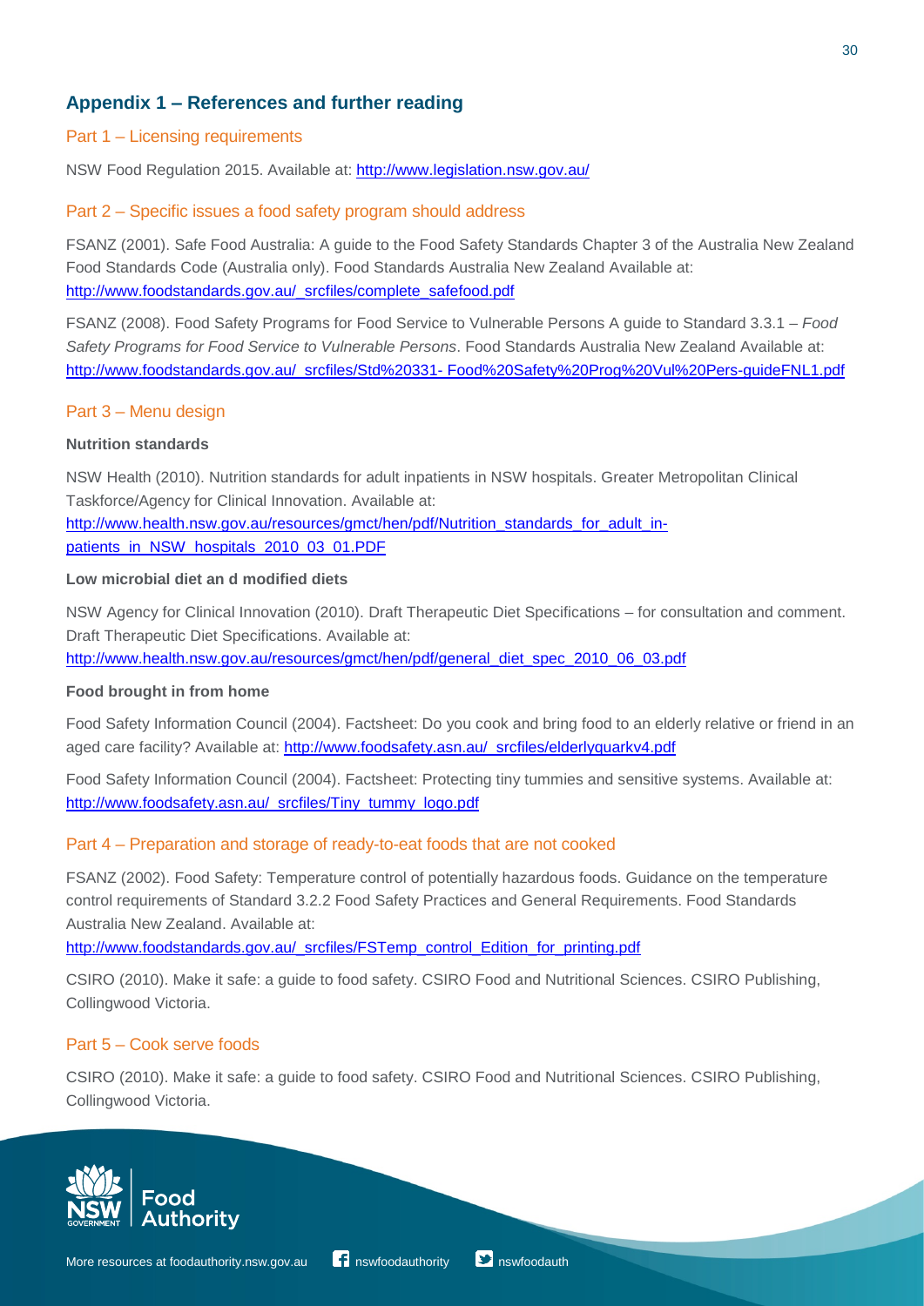## Appendix 1 – References and further reading

### Part 1 – Licensing requirements

NSW Food Regulation 2015. Available at: http://www.legislation.nsw.gov.au/

### Part 2 – Specific issues a food safety program should address

FSANZ (2001). Safe Food Australia: A guide to the Food Safety Standards Chapter 3 of the Australia New Zealand Food Standards Code (Australia only). Food Standards Australia New Zealand Available at: http://www.foodstandards.gov.au/_srcfiles/complete_safefood.pdf

FSANZ (2008). Food Safety Programs for Food Service to Vulnerable Persons A guide to Standard 3.3.1 – *Food Safety Programs for Food Service to Vulnerable Persons*. Food Standards Australia New Zealand Available at: http://www.foodstandards.gov.au/_srcfiles/Std%20331- Food%20Safety%20Prog%20Vul%20Pers-guideFNL1.pdf

### Part 3 – Menu design

**Nutrition standards**

NSW Health (2010). Nutrition standards for adult inpatients in NSW hospitals. Greater Metropolitan Clinical Taskforce/Agency for Clinical Innovation. Available at: http://www.health.nsw.gov.au/resources/gmct/hen/pdf/Nutrition_standards_for_adult_in-patients_in_NSW_hospitals_2010_03_01.PDF

**Low microbial diet an d modified diets**

NSW Agency for Clinical Innovation (2010). Draft Therapeutic Diet Specifications – for consultation and comment. Draft Therapeutic Diet Specifications. Available at: http://www.health.nsw.gov.au/resources/gmct/hen/pdf/general_diet_spec_2010_06_03.pdf

**Food brought in from home**

Food Safety Information Council (2004). Factsheet: Do you cook and bring food to an elderly relative or friend in an aged care facility? Available at: http://www.foodsafety.asn.au/_srcfiles/elderlyquarkv4.pdf

Food Safety Information Council (2004). Factsheet: Protecting tiny tummies and sensitive systems. Available at: http://www.foodsafety.asn.au/_srcfiles/Tiny_tummy_logo.pdf

### Part 4 – Preparation and storage of ready-to-eat foods that are not cooked

FSANZ (2002). Food Safety: Temperature control of potentially hazardous foods. Guidance on the temperature control requirements of Standard 3.2.2 Food Safety Practices and General Requirements. Food Standards Australia New Zealand. Available at: http://www.foodstandards.gov.au/_srcfiles/FSTemp_control_Edition_for_printing.pdf

CSIRO (2010). Make it safe: a guide to food safety. CSIRO Food and Nutritional Sciences. CSIRO Publishing, Collingwood Victoria.

### Part 5 – Cook serve foods

CSIRO (2010). Make it safe: a guide to food safety. CSIRO Food and Nutritional Sciences. CSIRO Publishing, Collingwood Victoria.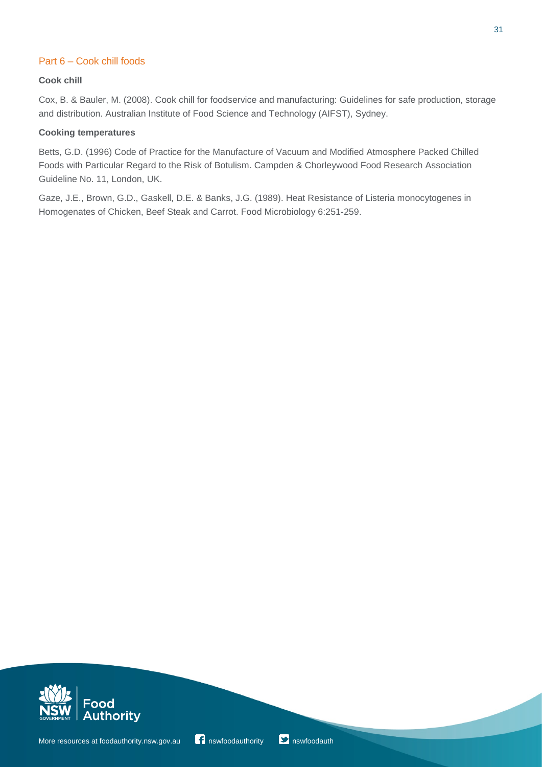## Part 6 – Cook chill foods

**Cook chill**

Cox, B. & Bauler, M. (2008). Cook chill for foodservice and manufacturing: Guidelines for safe production, storage and distribution. Australian Institute of Food Science and Technology (AIFST), Sydney.

**Cooking temperatures**

Betts, G.D. (1996) Code of Practice for the Manufacture of Vacuum and Modified Atmosphere Packed Chilled Foods with Particular Regard to the Risk of Botulism. Campden & Chorleywood Food Research Association Guideline No. 11, London, UK.

Gaze, J.E., Brown, G.D., Gaskell, D.E. & Banks, J.G. (1989). Heat Resistance of Listeria monocytogenes in Homogenates of Chicken, Beef Steak and Carrot. Food Microbiology 6:251-259.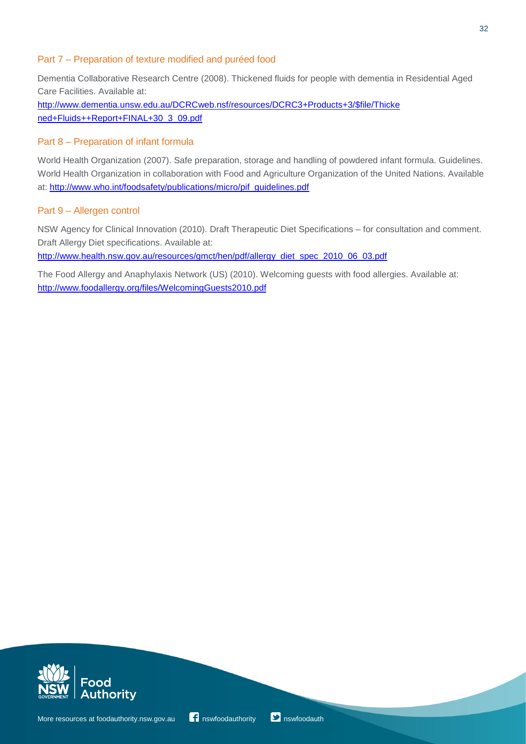## Part 7 – Preparation of texture modified and puréed food

Dementia Collaborative Research Centre (2008). Thickened fluids for people with dementia in Residential Aged Care Facilities. Available at: http://www.dementia.unsw.edu.au/DCRCweb.nsf/resources/DCRC3+Products+3/$file/Thickened+Fluids++Report+FINAL+30_3_09.pdf

## Part 8 – Preparation of infant formula

World Health Organization (2007). Safe preparation, storage and handling of powdered infant formula. Guidelines. World Health Organization in collaboration with Food and Agriculture Organization of the United Nations. Available at: http://www.who.int/foodsafety/publications/micro/pif_guidelines.pdf

## Part 9 – Allergen control

NSW Agency for Clinical Innovation (2010). Draft Therapeutic Diet Specifications – for consultation and comment. Draft Allergy Diet specifications. Available at: http://www.health.nsw.gov.au/resources/gmct/hen/pdf/allergy_diet_spec_2010_06_03.pdf

The Food Allergy and Anaphylaxis Network (US) (2010). Welcoming guests with food allergies. Available at: http://www.foodallergy.org/files/WelcomingGuests2010.pdf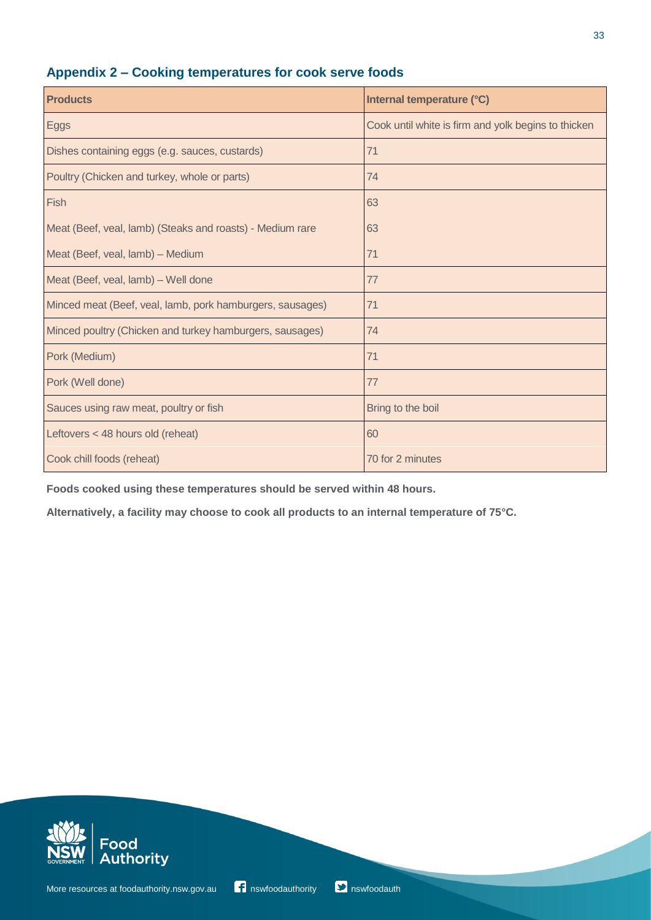## Appendix 2 – Cooking temperatures for cook serve foods

| Products | Internal temperature (°C) |
| --- | --- |
| Eggs | Cook until white is firm and yolk begins to thicken |
| Dishes containing eggs (e.g. sauces, custards) | 71 |
| Poultry (Chicken and turkey, whole or parts) | 74 |
| Fish | 63 |
| Meat (Beef, veal, lamb) (Steaks and roasts) - Medium rare | 63 |
| Meat (Beef, veal, lamb) – Medium | 71 |
| Meat (Beef, veal, lamb) – Well done | 77 |
| Minced meat (Beef, veal, lamb, pork hamburgers, sausages) | 71 |
| Minced poultry (Chicken and turkey hamburgers, sausages) | 74 |
| Pork (Medium) | 71 |
| Pork (Well done) | 77 |
| Sauces using raw meat, poultry or fish | Bring to the boil |
| Leftovers < 48 hours old (reheat) | 60 |
| Cook chill foods (reheat) | 70 for 2 minutes |

**Foods cooked using these temperatures should be served within 48 hours.**

**Alternatively, a facility may choose to cook all products to an internal temperature of 75°C.**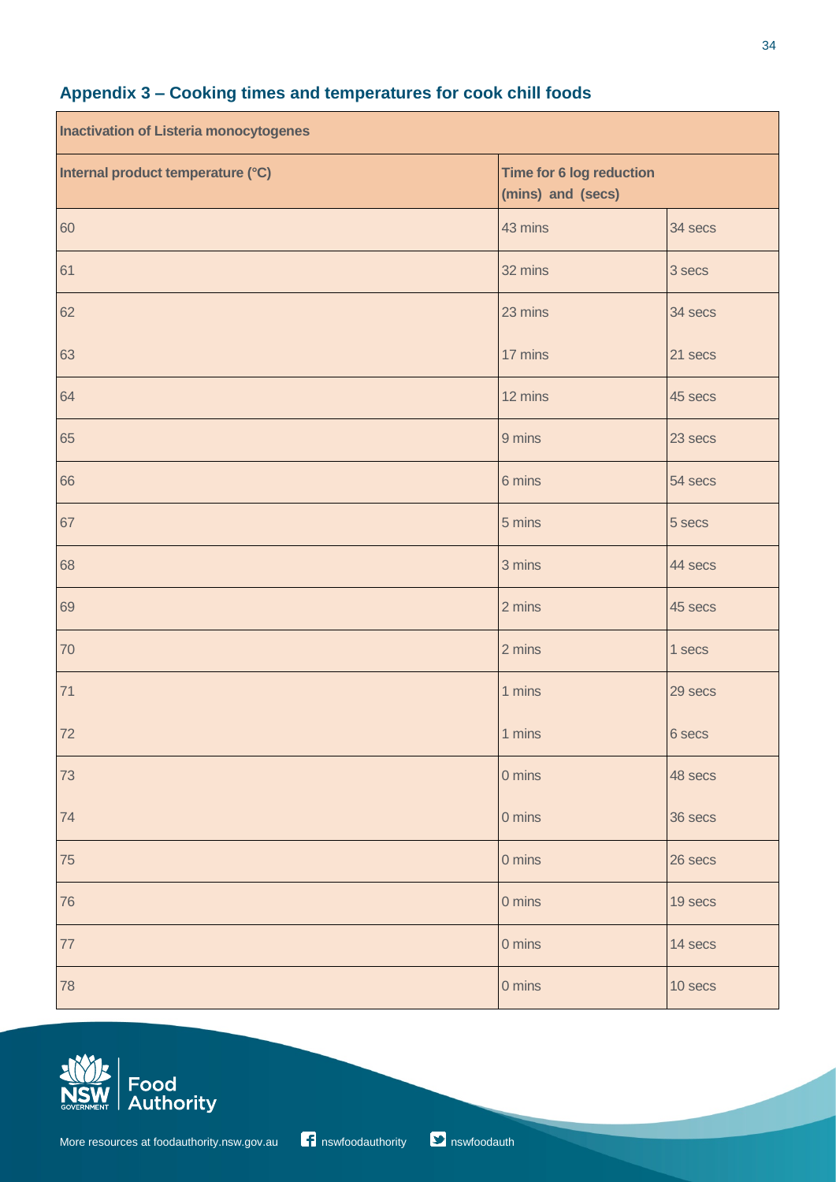## Appendix 3 – Cooking times and temperatures for cook chill foods

| Inactivation of Listeria monocytogenes | | |
|---|---|---|
| Internal product temperature (°C) | Time for 6 log reduction (mins) and (secs) | |
| 60 | 43 mins | 34 secs |
| 61 | 32 mins | 3 secs |
| 62 | 23 mins | 34 secs |
| 63 | 17 mins | 21 secs |
| 64 | 12 mins | 45 secs |
| 65 | 9 mins | 23 secs |
| 66 | 6 mins | 54 secs |
| 67 | 5 mins | 5 secs |
| 68 | 3 mins | 44 secs |
| 69 | 2 mins | 45 secs |
| 70 | 2 mins | 1 secs |
| 71 | 1 mins | 29 secs |
| 72 | 1 mins | 6 secs |
| 73 | 0 mins | 48 secs |
| 74 | 0 mins | 36 secs |
| 75 | 0 mins | 26 secs |
| 76 | 0 mins | 19 secs |
| 77 | 0 mins | 14 secs |
| 78 | 0 mins | 10 secs |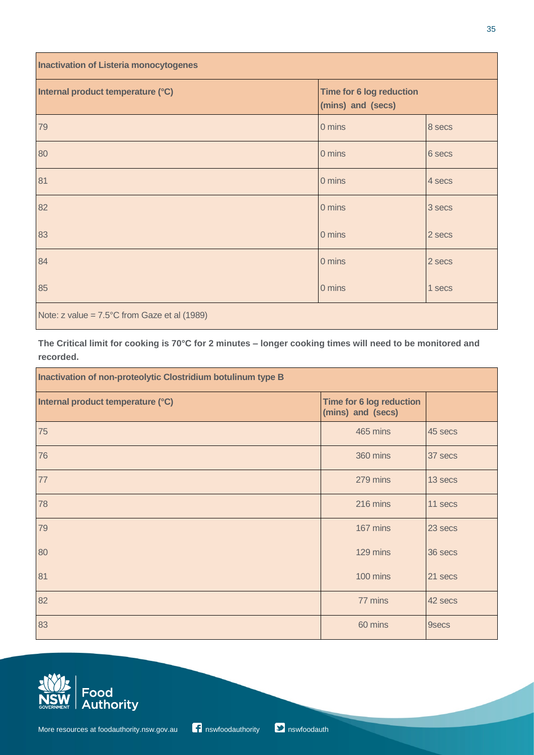| Inactivation of Listeria monocytogenes | | |
|---|---|---|
| **Internal product temperature (°C)** | **Time for 6 log reduction (mins) and (secs)** | |
| 79 | 0 mins | 8 secs |
| 80 | 0 mins | 6 secs |
| 81 | 0 mins | 4 secs |
| 82 | 0 mins | 3 secs |
| 83 | 0 mins | 2 secs |
| 84 | 0 mins | 2 secs |
| 85 | 0 mins | 1 secs |
| Note: z value = 7.5°C from Gaze et al (1989) | | |

**The Critical limit for cooking is 70°C for 2 minutes – longer cooking times will need to be monitored and recorded.**

| Inactivation of non-proteolytic Clostridium botulinum type B | | |
|---|---|---|
| **Internal product temperature (°C)** | **Time for 6 log reduction (mins) and (secs)** | |
| 75 | 465 mins | 45 secs |
| 76 | 360 mins | 37 secs |
| 77 | 279 mins | 13 secs |
| 78 | 216 mins | 11 secs |
| 79 | 167 mins | 23 secs |
| 80 | 129 mins | 36 secs |
| 81 | 100 mins | 21 secs |
| 82 | 77 mins | 42 secs |
| 83 | 60 mins | 9secs |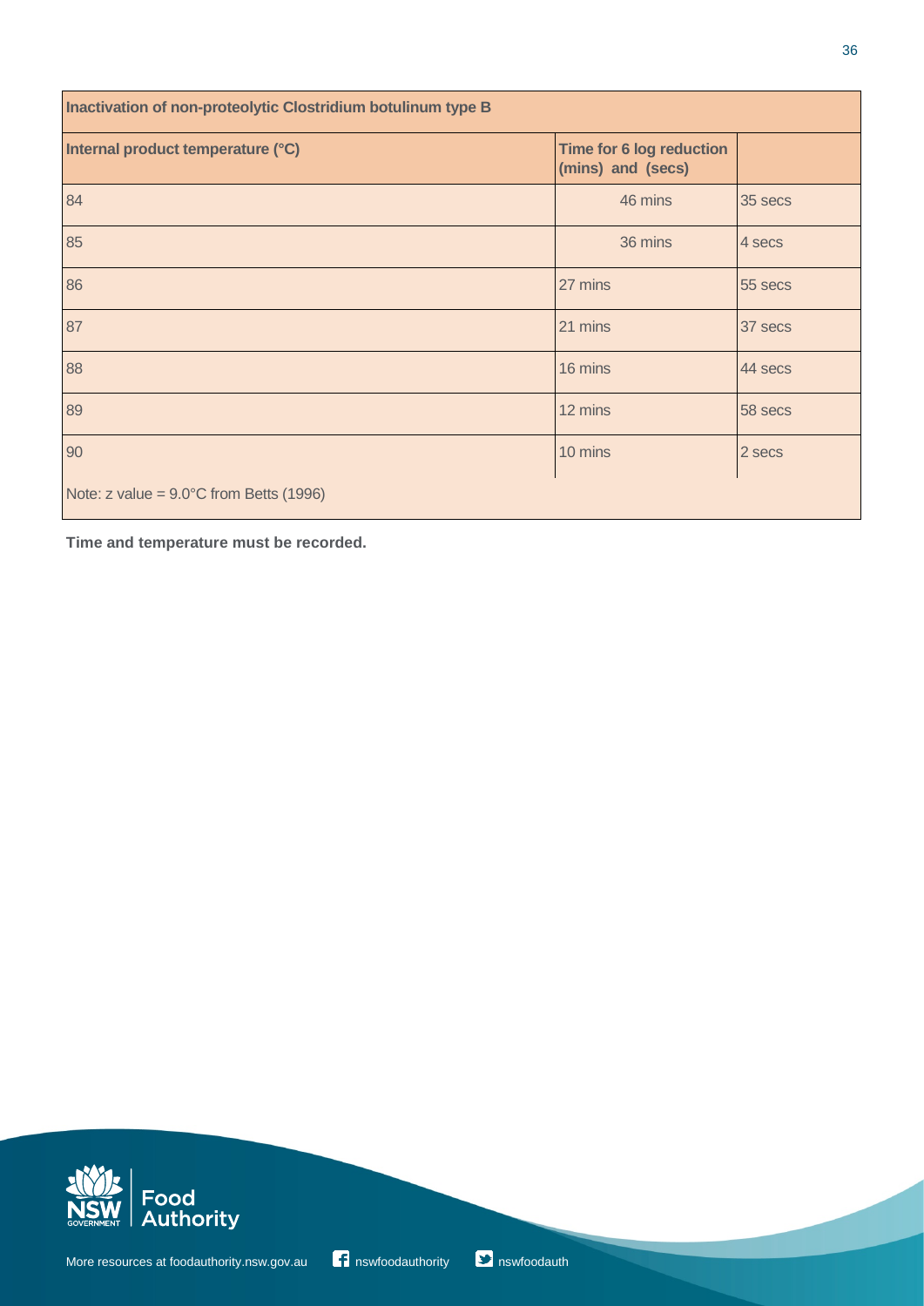| Inactivation of non-proteolytic Clostridium botulinum type B | | |
|---|---|---|
| **Internal product temperature (°C)** | **Time for 6 log reduction (mins) and (secs)** | |
| 84 | 46 mins | 35 secs |
| 85 | 36 mins | 4 secs |
| 86 | 27 mins | 55 secs |
| 87 | 21 mins | 37 secs |
| 88 | 16 mins | 44 secs |
| 89 | 12 mins | 58 secs |
| 90 | 10 mins | 2 secs |
| Note: z value = 9.0°C from Betts (1996) | | |

**Time and temperature must be recorded.**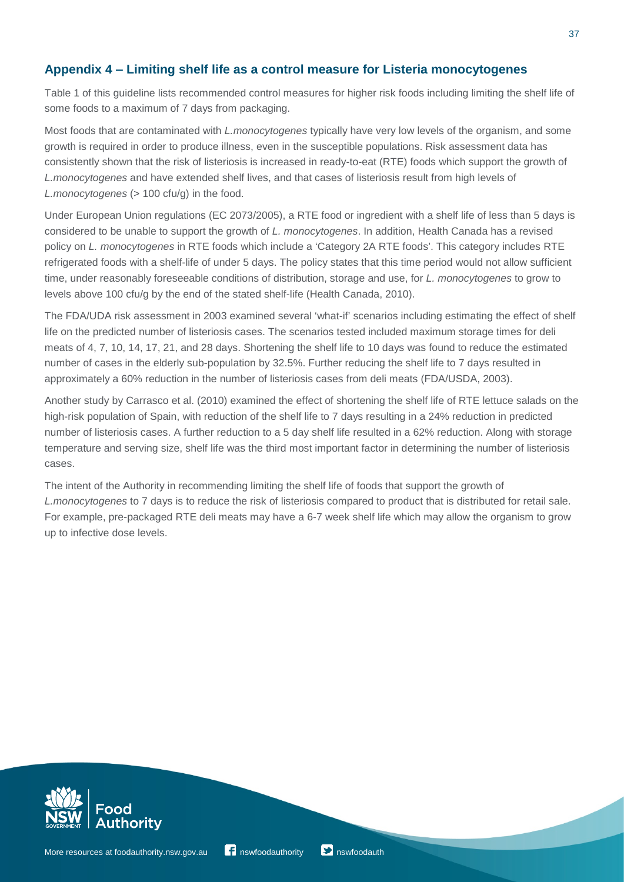## Appendix 4 – Limiting shelf life as a control measure for Listeria monocytogenes

Table 1 of this guideline lists recommended control measures for higher risk foods including limiting the shelf life of some foods to a maximum of 7 days from packaging.

Most foods that are contaminated with *L.monocytogenes* typically have very low levels of the organism, and some growth is required in order to produce illness, even in the susceptible populations. Risk assessment data has consistently shown that the risk of listeriosis is increased in ready-to-eat (RTE) foods which support the growth of *L.monocytogenes* and have extended shelf lives, and that cases of listeriosis result from high levels of *L.monocytogenes* (> 100 cfu/g) in the food.

Under European Union regulations (EC 2073/2005), a RTE food or ingredient with a shelf life of less than 5 days is considered to be unable to support the growth of *L. monocytogenes*. In addition, Health Canada has a revised policy on *L. monocytogenes* in RTE foods which include a 'Category 2A RTE foods'. This category includes RTE refrigerated foods with a shelf-life of under 5 days. The policy states that this time period would not allow sufficient time, under reasonably foreseeable conditions of distribution, storage and use, for *L. monocytogenes* to grow to levels above 100 cfu/g by the end of the stated shelf-life (Health Canada, 2010).

The FDA/UDA risk assessment in 2003 examined several 'what-if' scenarios including estimating the effect of shelf life on the predicted number of listeriosis cases. The scenarios tested included maximum storage times for deli meats of 4, 7, 10, 14, 17, 21, and 28 days. Shortening the shelf life to 10 days was found to reduce the estimated number of cases in the elderly sub-population by 32.5%. Further reducing the shelf life to 7 days resulted in approximately a 60% reduction in the number of listeriosis cases from deli meats (FDA/USDA, 2003).

Another study by Carrasco et al. (2010) examined the effect of shortening the shelf life of RTE lettuce salads on the high-risk population of Spain, with reduction of the shelf life to 7 days resulting in a 24% reduction in predicted number of listeriosis cases. A further reduction to a 5 day shelf life resulted in a 62% reduction. Along with storage temperature and serving size, shelf life was the third most important factor in determining the number of listeriosis cases.

The intent of the Authority in recommending limiting the shelf life of foods that support the growth of *L.monocytogenes* to 7 days is to reduce the risk of listeriosis compared to product that is distributed for retail sale. For example, pre-packaged RTE deli meats may have a 6-7 week shelf life which may allow the organism to grow up to infective dose levels.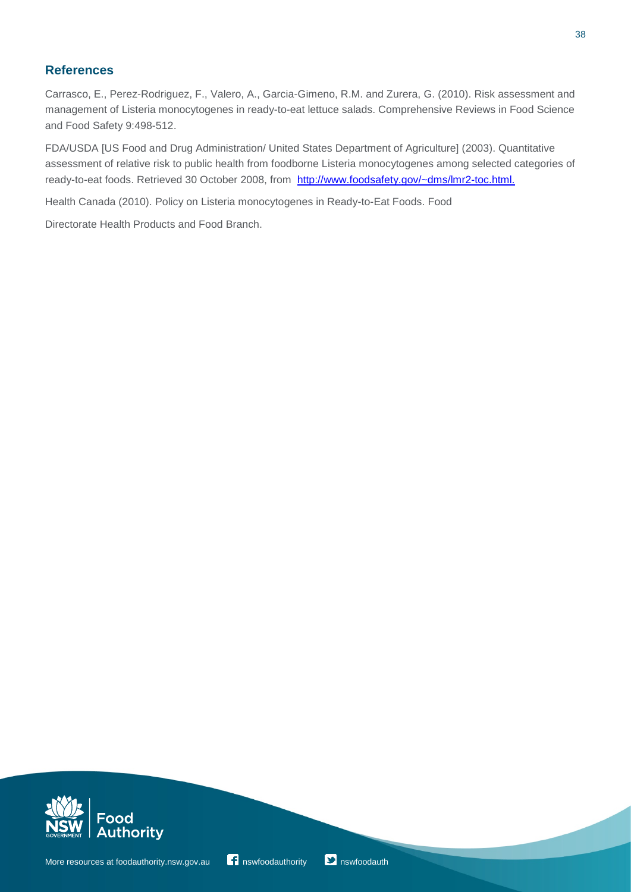## References

Carrasco, E., Perez-Rodriguez, F., Valero, A., Garcia-Gimeno, R.M. and Zurera, G. (2010). Risk assessment and management of Listeria monocytogenes in ready-to-eat lettuce salads. Comprehensive Reviews in Food Science and Food Safety 9:498-512.

FDA/USDA [US Food and Drug Administration/ United States Department of Agriculture] (2003). Quantitative assessment of relative risk to public health from foodborne Listeria monocytogenes among selected categories of ready-to-eat foods. Retrieved 30 October 2008, from http://www.foodsafety.gov/~dms/lmr2-toc.html.

Health Canada (2010). Policy on Listeria monocytogenes in Ready-to-Eat Foods. Food

Directorate Health Products and Food Branch.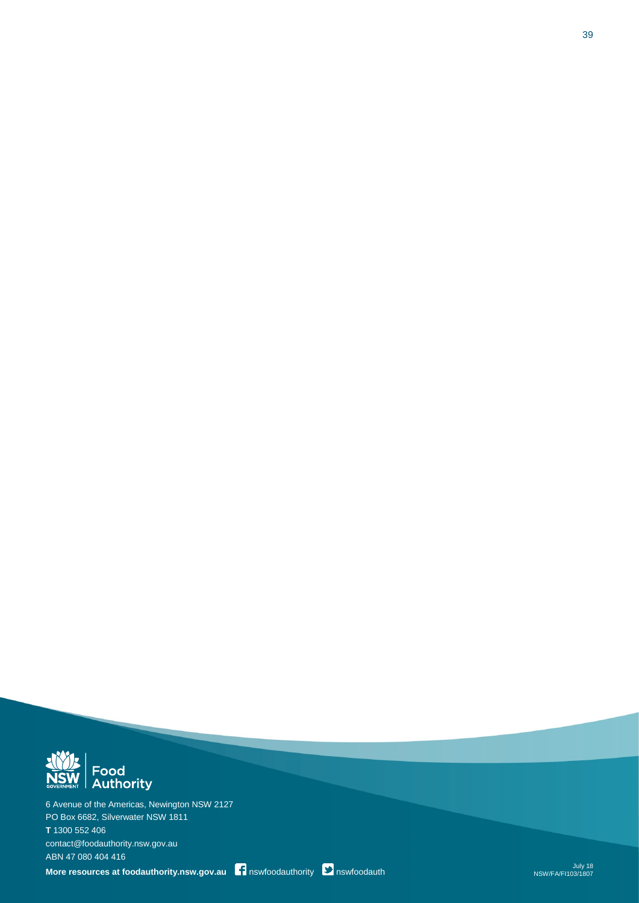Food Authority

6 Avenue of the Americas, Newington NSW 2127
PO Box 6682, Silverwater NSW 1811
**T** 1300 552 406
contact@foodauthority.nsw.gov.au
ABN 47 080 404 416

**More resources at foodauthority.nsw.gov.au** nswfoodauthority nswfoodauth

July 18
NSW/FA/FI103/1807